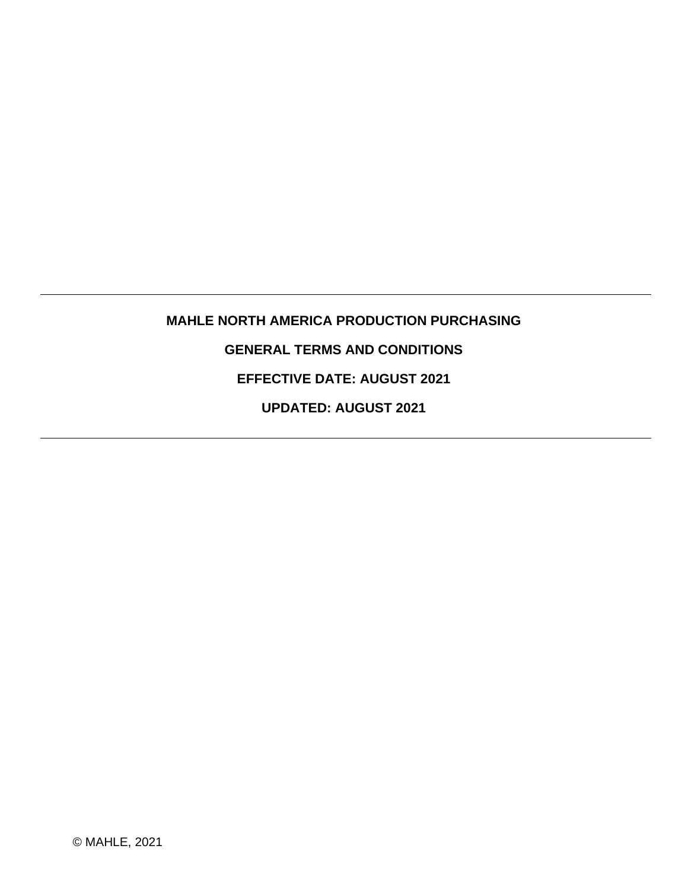# MAHLE NORTH AMERICA PRODUCTION PURCHASING

## GENERAL TERMS AND CONDITIONS

**EFFECTIVE DATE: AUGUST 2021**

**UPDATED: AUGUST 2021**

© MAHLE, 2021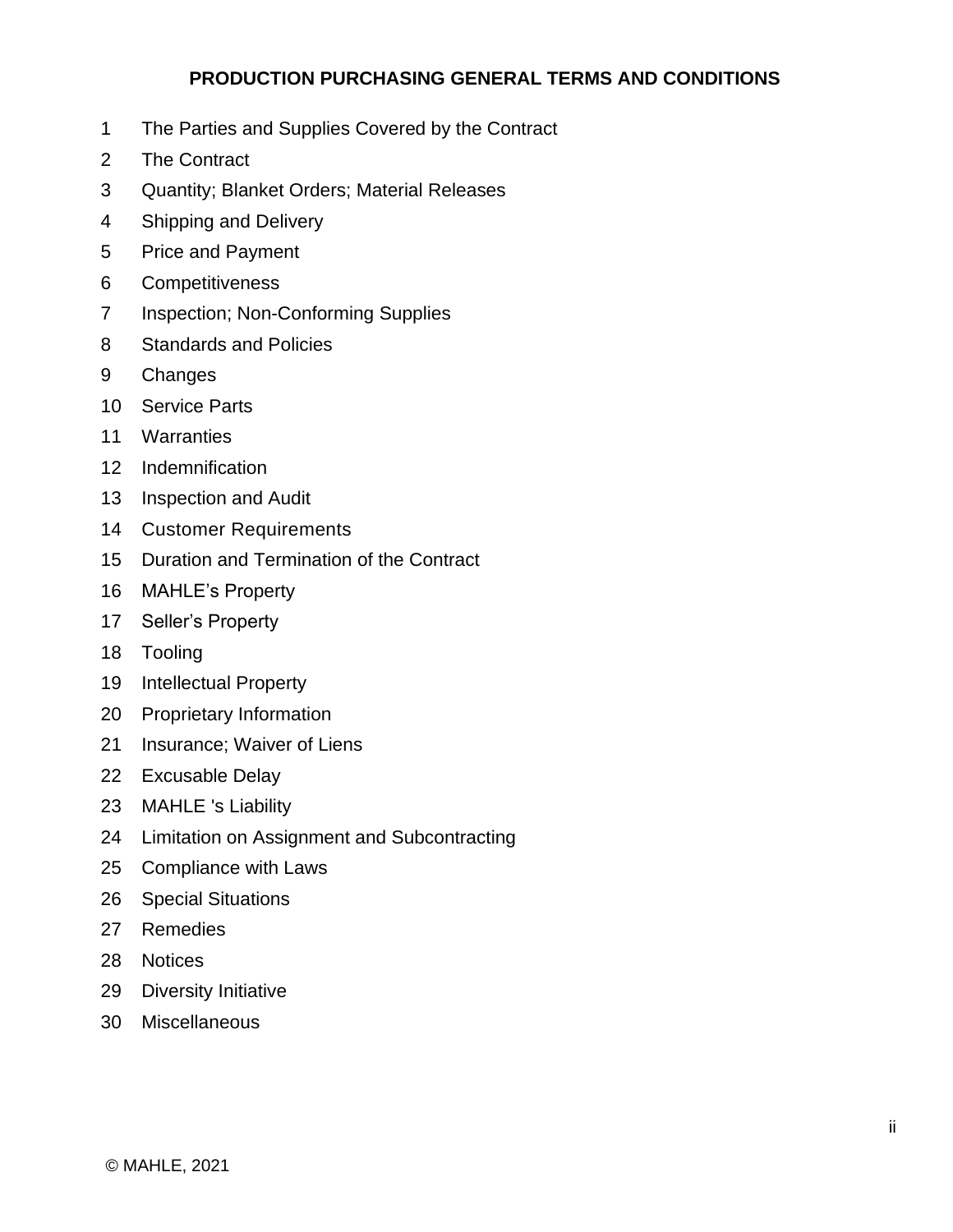# PRODUCTION PURCHASING GENERAL TERMS AND CONDITIONS

1 The Parties and Supplies Covered by the Contract
2 The Contract
3 Quantity; Blanket Orders; Material Releases
4 Shipping and Delivery
5 Price and Payment
6 Competitiveness
7 Inspection; Non-Conforming Supplies
8 Standards and Policies
9 Changes
10 Service Parts
11 Warranties
12 Indemnification
13 Inspection and Audit
14 Customer Requirements
15 Duration and Termination of the Contract
16 MAHLE's Property
17 Seller's Property
18 Tooling
19 Intellectual Property
20 Proprietary Information
21 Insurance; Waiver of Liens
22 Excusable Delay
23 MAHLE 's Liability
24 Limitation on Assignment and Subcontracting
25 Compliance with Laws
26 Special Situations
27 Remedies
28 Notices
29 Diversity Initiative
30 Miscellaneous

© MAHLE, 2021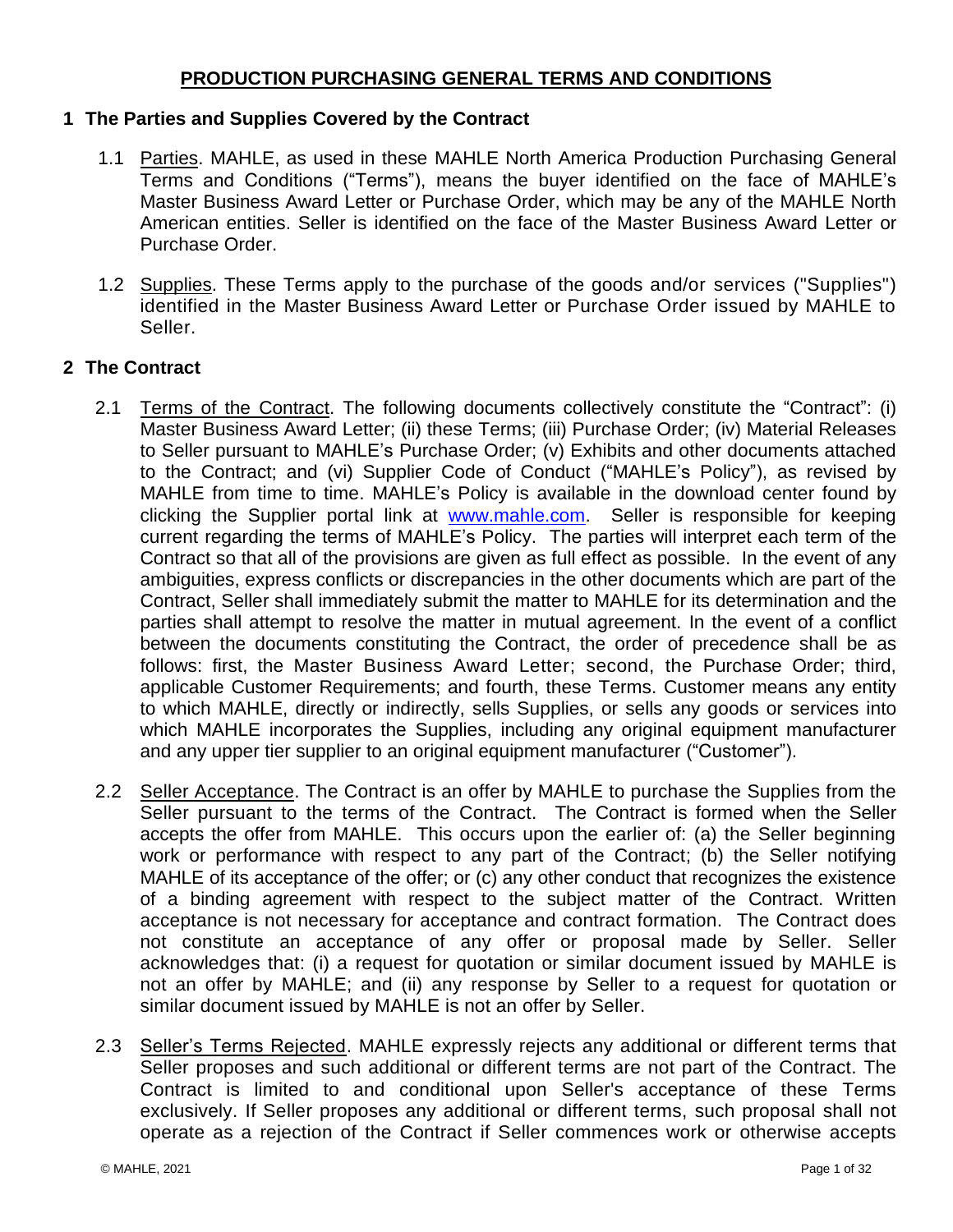# PRODUCTION PURCHASING GENERAL TERMS AND CONDITIONS

## 1 The Parties and Supplies Covered by the Contract

1.1 Parties. MAHLE, as used in these MAHLE North America Production Purchasing General Terms and Conditions ("Terms"), means the buyer identified on the face of MAHLE's Master Business Award Letter or Purchase Order, which may be any of the MAHLE North American entities. Seller is identified on the face of the Master Business Award Letter or Purchase Order.

1.2 Supplies. These Terms apply to the purchase of the goods and/or services ("Supplies") identified in the Master Business Award Letter or Purchase Order issued by MAHLE to Seller.

## 2 The Contract

2.1 Terms of the Contract. The following documents collectively constitute the "Contract": (i) Master Business Award Letter; (ii) these Terms; (iii) Purchase Order; (iv) Material Releases to Seller pursuant to MAHLE's Purchase Order; (v) Exhibits and other documents attached to the Contract; and (vi) Supplier Code of Conduct ("MAHLE's Policy"), as revised by MAHLE from time to time. MAHLE's Policy is available in the download center found by clicking the Supplier portal link at www.mahle.com. Seller is responsible for keeping current regarding the terms of MAHLE's Policy. The parties will interpret each term of the Contract so that all of the provisions are given as full effect as possible. In the event of any ambiguities, express conflicts or discrepancies in the other documents which are part of the Contract, Seller shall immediately submit the matter to MAHLE for its determination and the parties shall attempt to resolve the matter in mutual agreement. In the event of a conflict between the documents constituting the Contract, the order of precedence shall be as follows: first, the Master Business Award Letter; second, the Purchase Order; third, applicable Customer Requirements; and fourth, these Terms. Customer means any entity to which MAHLE, directly or indirectly, sells Supplies, or sells any goods or services into which MAHLE incorporates the Supplies, including any original equipment manufacturer and any upper tier supplier to an original equipment manufacturer ("Customer").

2.2 Seller Acceptance. The Contract is an offer by MAHLE to purchase the Supplies from the Seller pursuant to the terms of the Contract. The Contract is formed when the Seller accepts the offer from MAHLE. This occurs upon the earlier of: (a) the Seller beginning work or performance with respect to any part of the Contract; (b) the Seller notifying MAHLE of its acceptance of the offer; or (c) any other conduct that recognizes the existence of a binding agreement with respect to the subject matter of the Contract. Written acceptance is not necessary for acceptance and contract formation. The Contract does not constitute an acceptance of any offer or proposal made by Seller. Seller acknowledges that: (i) a request for quotation or similar document issued by MAHLE is not an offer by MAHLE; and (ii) any response by Seller to a request for quotation or similar document issued by MAHLE is not an offer by Seller.

2.3 Seller's Terms Rejected. MAHLE expressly rejects any additional or different terms that Seller proposes and such additional or different terms are not part of the Contract. The Contract is limited to and conditional upon Seller's acceptance of these Terms exclusively. If Seller proposes any additional or different terms, such proposal shall not operate as a rejection of the Contract if Seller commences work or otherwise accepts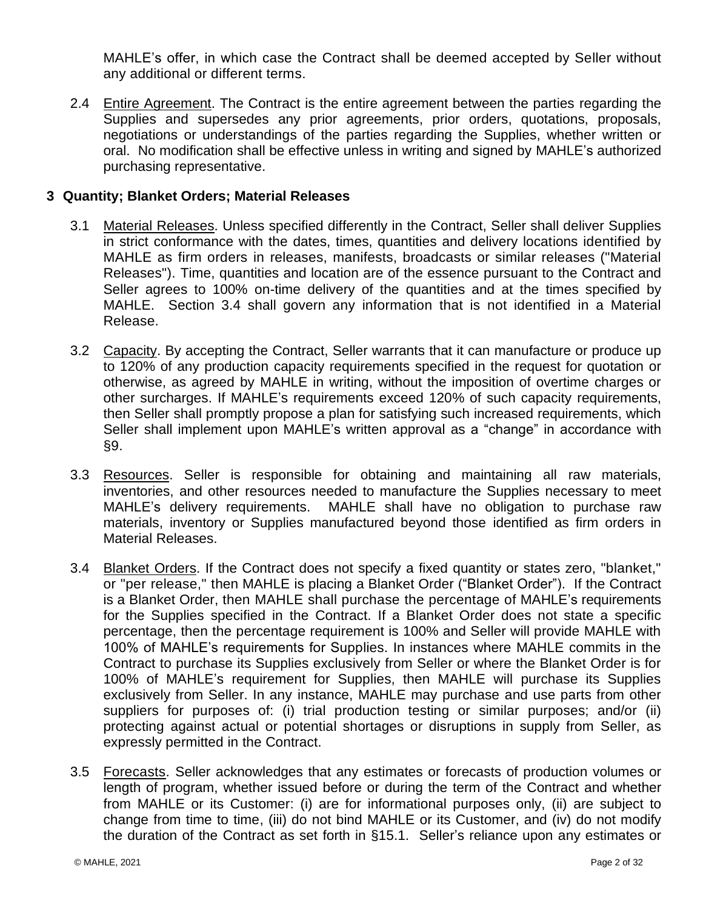MAHLE's offer, in which case the Contract shall be deemed accepted by Seller without any additional or different terms.

2.4 Entire Agreement. The Contract is the entire agreement between the parties regarding the Supplies and supersedes any prior agreements, prior orders, quotations, proposals, negotiations or understandings of the parties regarding the Supplies, whether written or oral. No modification shall be effective unless in writing and signed by MAHLE's authorized purchasing representative.

## 3 Quantity; Blanket Orders; Material Releases

3.1 Material Releases. Unless specified differently in the Contract, Seller shall deliver Supplies in strict conformance with the dates, times, quantities and delivery locations identified by MAHLE as firm orders in releases, manifests, broadcasts or similar releases ("Material Releases"). Time, quantities and location are of the essence pursuant to the Contract and Seller agrees to 100% on-time delivery of the quantities and at the times specified by MAHLE. Section 3.4 shall govern any information that is not identified in a Material Release.

3.2 Capacity. By accepting the Contract, Seller warrants that it can manufacture or produce up to 120% of any production capacity requirements specified in the request for quotation or otherwise, as agreed by MAHLE in writing, without the imposition of overtime charges or other surcharges. If MAHLE's requirements exceed 120% of such capacity requirements, then Seller shall promptly propose a plan for satisfying such increased requirements, which Seller shall implement upon MAHLE's written approval as a "change" in accordance with §9.

3.3 Resources. Seller is responsible for obtaining and maintaining all raw materials, inventories, and other resources needed to manufacture the Supplies necessary to meet MAHLE's delivery requirements. MAHLE shall have no obligation to purchase raw materials, inventory or Supplies manufactured beyond those identified as firm orders in Material Releases.

3.4 Blanket Orders. If the Contract does not specify a fixed quantity or states zero, "blanket," or "per release," then MAHLE is placing a Blanket Order ("Blanket Order"). If the Contract is a Blanket Order, then MAHLE shall purchase the percentage of MAHLE's requirements for the Supplies specified in the Contract. If a Blanket Order does not state a specific percentage, then the percentage requirement is 100% and Seller will provide MAHLE with 100% of MAHLE's requirements for Supplies. In instances where MAHLE commits in the Contract to purchase its Supplies exclusively from Seller or where the Blanket Order is for 100% of MAHLE's requirement for Supplies, then MAHLE will purchase its Supplies exclusively from Seller. In any instance, MAHLE may purchase and use parts from other suppliers for purposes of: (i) trial production testing or similar purposes; and/or (ii) protecting against actual or potential shortages or disruptions in supply from Seller, as expressly permitted in the Contract.

3.5 Forecasts. Seller acknowledges that any estimates or forecasts of production volumes or length of program, whether issued before or during the term of the Contract and whether from MAHLE or its Customer: (i) are for informational purposes only, (ii) are subject to change from time to time, (iii) do not bind MAHLE or its Customer, and (iv) do not modify the duration of the Contract as set forth in §15.1. Seller's reliance upon any estimates or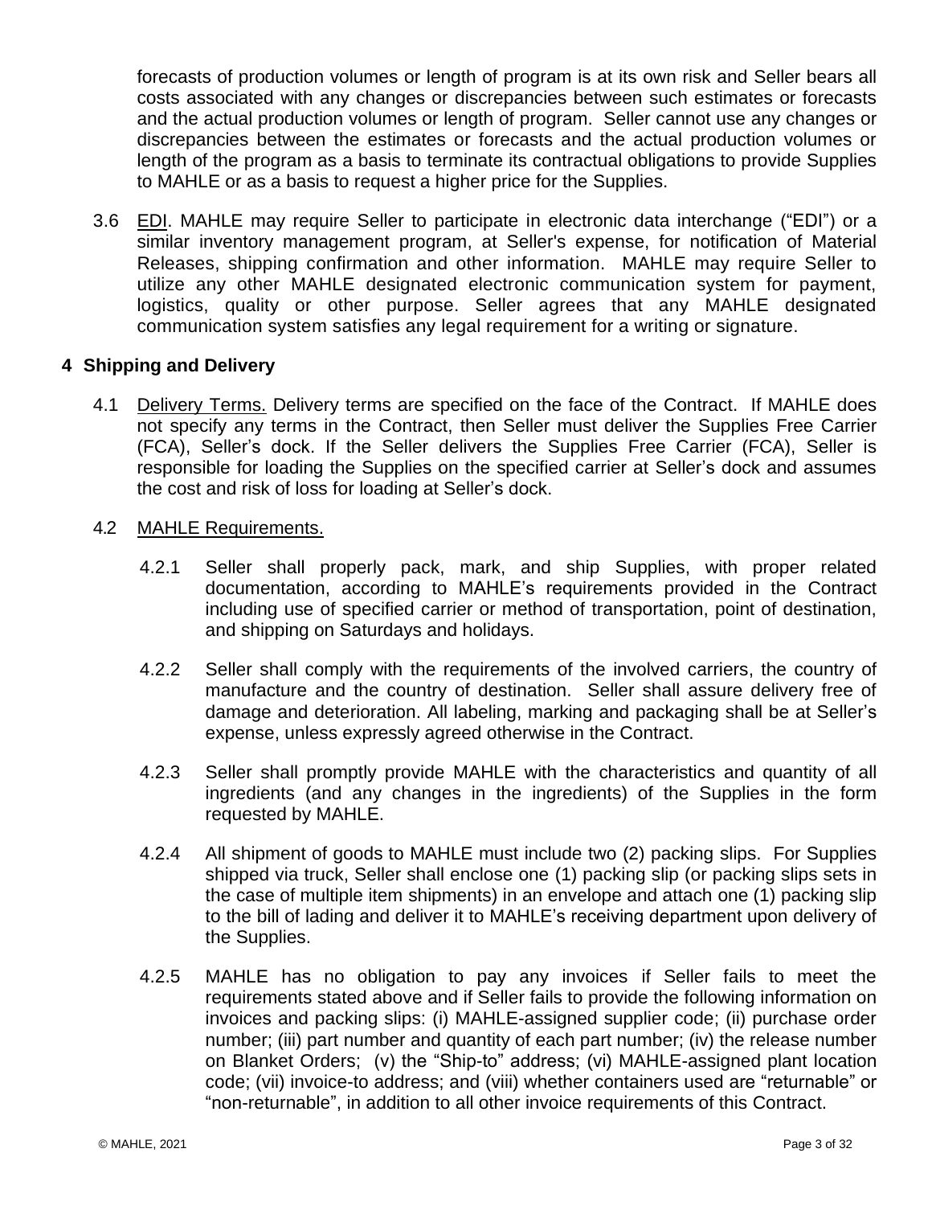forecasts of production volumes or length of program is at its own risk and Seller bears all costs associated with any changes or discrepancies between such estimates or forecasts and the actual production volumes or length of program. Seller cannot use any changes or discrepancies between the estimates or forecasts and the actual production volumes or length of the program as a basis to terminate its contractual obligations to provide Supplies to MAHLE or as a basis to request a higher price for the Supplies.

3.6 <u>EDI</u>. MAHLE may require Seller to participate in electronic data interchange ("EDI") or a similar inventory management program, at Seller's expense, for notification of Material Releases, shipping confirmation and other information. MAHLE may require Seller to utilize any other MAHLE designated electronic communication system for payment, logistics, quality or other purpose. Seller agrees that any MAHLE designated communication system satisfies any legal requirement for a writing or signature.

## 4 Shipping and Delivery

4.1 <u>Delivery Terms.</u> Delivery terms are specified on the face of the Contract. If MAHLE does not specify any terms in the Contract, then Seller must deliver the Supplies Free Carrier (FCA), Seller's dock. If the Seller delivers the Supplies Free Carrier (FCA), Seller is responsible for loading the Supplies on the specified carrier at Seller's dock and assumes the cost and risk of loss for loading at Seller's dock.

4.2 <u>MAHLE Requirements.</u>

4.2.1 Seller shall properly pack, mark, and ship Supplies, with proper related documentation, according to MAHLE's requirements provided in the Contract including use of specified carrier or method of transportation, point of destination, and shipping on Saturdays and holidays.

4.2.2 Seller shall comply with the requirements of the involved carriers, the country of manufacture and the country of destination. Seller shall assure delivery free of damage and deterioration. All labeling, marking and packaging shall be at Seller's expense, unless expressly agreed otherwise in the Contract.

4.2.3 Seller shall promptly provide MAHLE with the characteristics and quantity of all ingredients (and any changes in the ingredients) of the Supplies in the form requested by MAHLE.

4.2.4 All shipment of goods to MAHLE must include two (2) packing slips. For Supplies shipped via truck, Seller shall enclose one (1) packing slip (or packing slips sets in the case of multiple item shipments) in an envelope and attach one (1) packing slip to the bill of lading and deliver it to MAHLE's receiving department upon delivery of the Supplies.

4.2.5 MAHLE has no obligation to pay any invoices if Seller fails to meet the requirements stated above and if Seller fails to provide the following information on invoices and packing slips: (i) MAHLE-assigned supplier code; (ii) purchase order number; (iii) part number and quantity of each part number; (iv) the release number on Blanket Orders; (v) the "Ship-to" address; (vi) MAHLE-assigned plant location code; (vii) invoice-to address; and (viii) whether containers used are "returnable" or "non-returnable", in addition to all other invoice requirements of this Contract.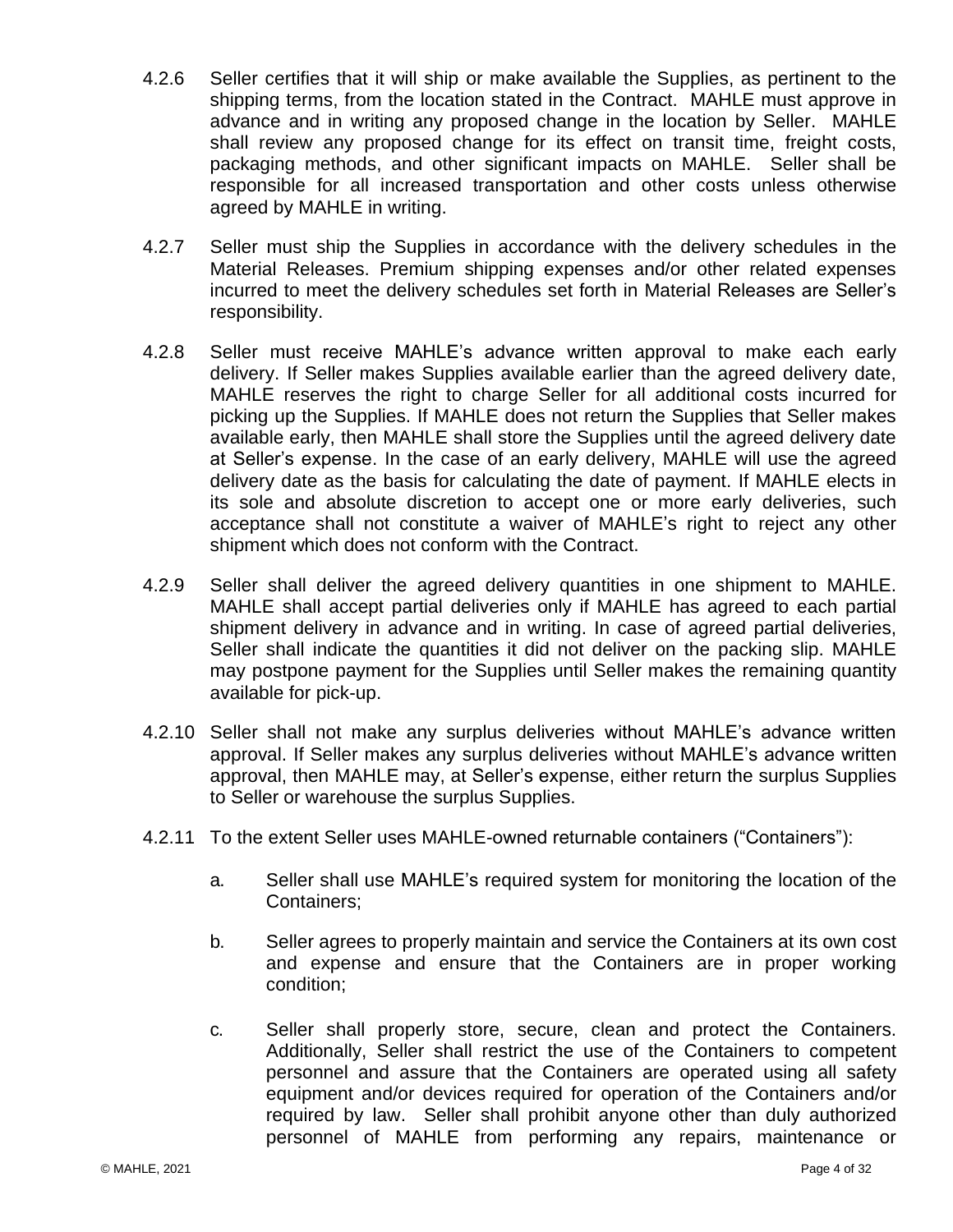4.2.6 Seller certifies that it will ship or make available the Supplies, as pertinent to the shipping terms, from the location stated in the Contract. MAHLE must approve in advance and in writing any proposed change in the location by Seller. MAHLE shall review any proposed change for its effect on transit time, freight costs, packaging methods, and other significant impacts on MAHLE. Seller shall be responsible for all increased transportation and other costs unless otherwise agreed by MAHLE in writing.

4.2.7 Seller must ship the Supplies in accordance with the delivery schedules in the Material Releases. Premium shipping expenses and/or other related expenses incurred to meet the delivery schedules set forth in Material Releases are Seller's responsibility.

4.2.8 Seller must receive MAHLE's advance written approval to make each early delivery. If Seller makes Supplies available earlier than the agreed delivery date, MAHLE reserves the right to charge Seller for all additional costs incurred for picking up the Supplies. If MAHLE does not return the Supplies that Seller makes available early, then MAHLE shall store the Supplies until the agreed delivery date at Seller's expense. In the case of an early delivery, MAHLE will use the agreed delivery date as the basis for calculating the date of payment. If MAHLE elects in its sole and absolute discretion to accept one or more early deliveries, such acceptance shall not constitute a waiver of MAHLE's right to reject any other shipment which does not conform with the Contract.

4.2.9 Seller shall deliver the agreed delivery quantities in one shipment to MAHLE. MAHLE shall accept partial deliveries only if MAHLE has agreed to each partial shipment delivery in advance and in writing. In case of agreed partial deliveries, Seller shall indicate the quantities it did not deliver on the packing slip. MAHLE may postpone payment for the Supplies until Seller makes the remaining quantity available for pick-up.

4.2.10 Seller shall not make any surplus deliveries without MAHLE's advance written approval. If Seller makes any surplus deliveries without MAHLE's advance written approval, then MAHLE may, at Seller's expense, either return the surplus Supplies to Seller or warehouse the surplus Supplies.

4.2.11 To the extent Seller uses MAHLE-owned returnable containers ("Containers"):

a. Seller shall use MAHLE's required system for monitoring the location of the Containers;

b. Seller agrees to properly maintain and service the Containers at its own cost and expense and ensure that the Containers are in proper working condition;

c. Seller shall properly store, secure, clean and protect the Containers. Additionally, Seller shall restrict the use of the Containers to competent personnel and assure that the Containers are operated using all safety equipment and/or devices required for operation of the Containers and/or required by law. Seller shall prohibit anyone other than duly authorized personnel of MAHLE from performing any repairs, maintenance or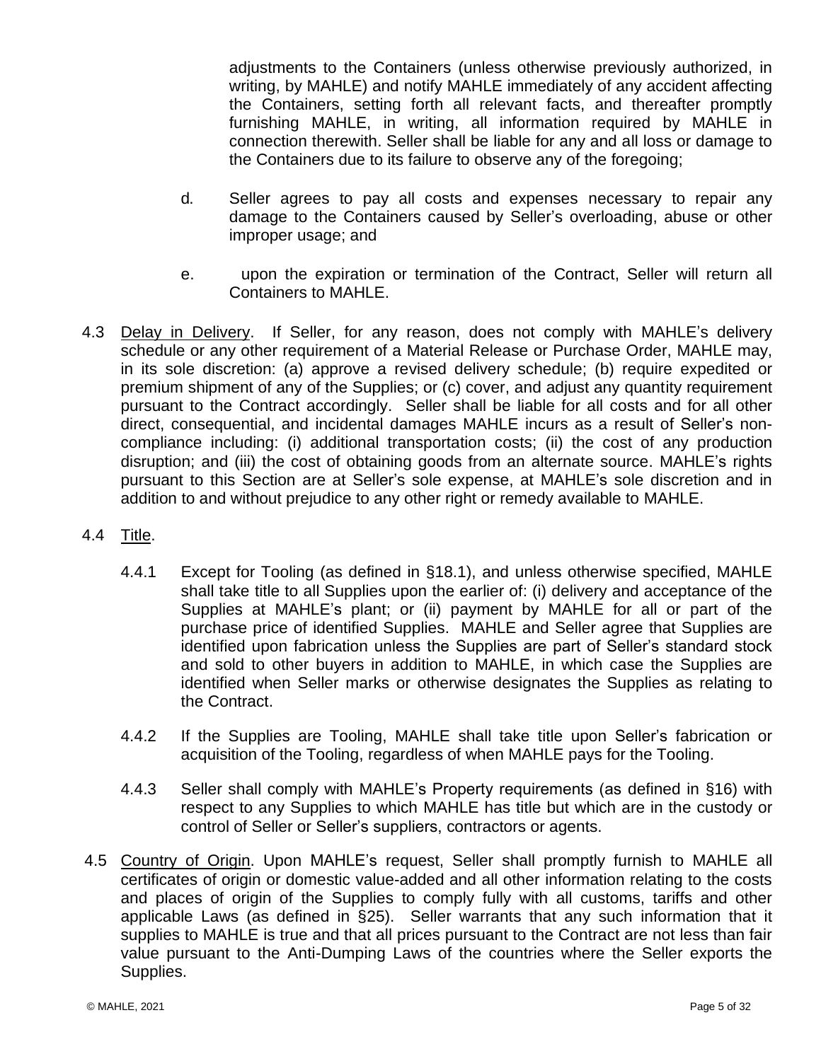adjustments to the Containers (unless otherwise previously authorized, in writing, by MAHLE) and notify MAHLE immediately of any accident affecting the Containers, setting forth all relevant facts, and thereafter promptly furnishing MAHLE, in writing, all information required by MAHLE in connection therewith. Seller shall be liable for any and all loss or damage to the Containers due to its failure to observe any of the foregoing;

d. Seller agrees to pay all costs and expenses necessary to repair any damage to the Containers caused by Seller's overloading, abuse or other improper usage; and

e. upon the expiration or termination of the Contract, Seller will return all Containers to MAHLE.

4.3 <u>Delay in Delivery</u>. If Seller, for any reason, does not comply with MAHLE's delivery schedule or any other requirement of a Material Release or Purchase Order, MAHLE may, in its sole discretion: (a) approve a revised delivery schedule; (b) require expedited or premium shipment of any of the Supplies; or (c) cover, and adjust any quantity requirement pursuant to the Contract accordingly. Seller shall be liable for all costs and for all other direct, consequential, and incidental damages MAHLE incurs as a result of Seller's non-compliance including: (i) additional transportation costs; (ii) the cost of any production disruption; and (iii) the cost of obtaining goods from an alternate source. MAHLE's rights pursuant to this Section are at Seller's sole expense, at MAHLE's sole discretion and in addition to and without prejudice to any other right or remedy available to MAHLE.

4.4 <u>Title</u>.

4.4.1 Except for Tooling (as defined in §18.1), and unless otherwise specified, MAHLE shall take title to all Supplies upon the earlier of: (i) delivery and acceptance of the Supplies at MAHLE's plant; or (ii) payment by MAHLE for all or part of the purchase price of identified Supplies. MAHLE and Seller agree that Supplies are identified upon fabrication unless the Supplies are part of Seller's standard stock and sold to other buyers in addition to MAHLE, in which case the Supplies are identified when Seller marks or otherwise designates the Supplies as relating to the Contract.

4.4.2 If the Supplies are Tooling, MAHLE shall take title upon Seller's fabrication or acquisition of the Tooling, regardless of when MAHLE pays for the Tooling.

4.4.3 Seller shall comply with MAHLE's Property requirements (as defined in §16) with respect to any Supplies to which MAHLE has title but which are in the custody or control of Seller or Seller's suppliers, contractors or agents.

4.5 <u>Country of Origin</u>. Upon MAHLE's request, Seller shall promptly furnish to MAHLE all certificates of origin or domestic value-added and all other information relating to the costs and places of origin of the Supplies to comply fully with all customs, tariffs and other applicable Laws (as defined in §25). Seller warrants that any such information that it supplies to MAHLE is true and that all prices pursuant to the Contract are not less than fair value pursuant to the Anti-Dumping Laws of the countries where the Seller exports the Supplies.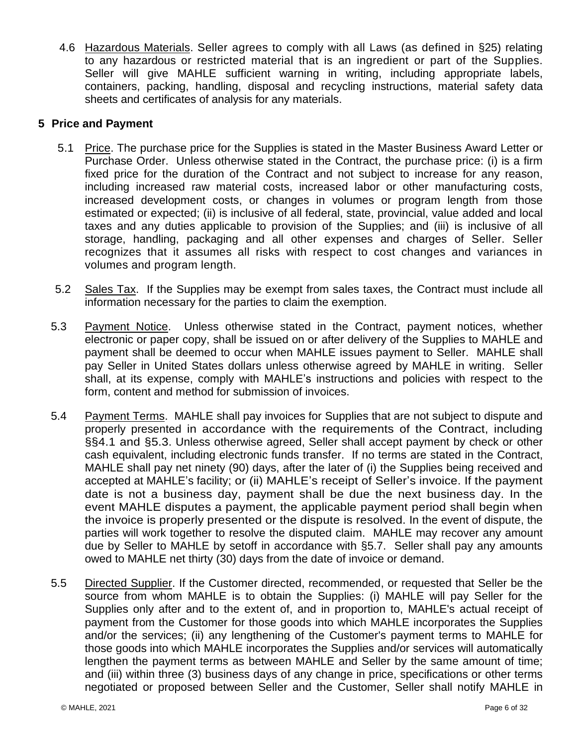4.6 Hazardous Materials. Seller agrees to comply with all Laws (as defined in §25) relating to any hazardous or restricted material that is an ingredient or part of the Supplies. Seller will give MAHLE sufficient warning in writing, including appropriate labels, containers, packing, handling, disposal and recycling instructions, material safety data sheets and certificates of analysis for any materials.

## 5 Price and Payment

5.1 Price. The purchase price for the Supplies is stated in the Master Business Award Letter or Purchase Order. Unless otherwise stated in the Contract, the purchase price: (i) is a firm fixed price for the duration of the Contract and not subject to increase for any reason, including increased raw material costs, increased labor or other manufacturing costs, increased development costs, or changes in volumes or program length from those estimated or expected; (ii) is inclusive of all federal, state, provincial, value added and local taxes and any duties applicable to provision of the Supplies; and (iii) is inclusive of all storage, handling, packaging and all other expenses and charges of Seller. Seller recognizes that it assumes all risks with respect to cost changes and variances in volumes and program length.

5.2 Sales Tax. If the Supplies may be exempt from sales taxes, the Contract must include all information necessary for the parties to claim the exemption.

5.3 Payment Notice. Unless otherwise stated in the Contract, payment notices, whether electronic or paper copy, shall be issued on or after delivery of the Supplies to MAHLE and payment shall be deemed to occur when MAHLE issues payment to Seller. MAHLE shall pay Seller in United States dollars unless otherwise agreed by MAHLE in writing. Seller shall, at its expense, comply with MAHLE's instructions and policies with respect to the form, content and method for submission of invoices.

5.4 Payment Terms. MAHLE shall pay invoices for Supplies that are not subject to dispute and properly presented in accordance with the requirements of the Contract, including §§4.1 and §5.3. Unless otherwise agreed, Seller shall accept payment by check or other cash equivalent, including electronic funds transfer. If no terms are stated in the Contract, MAHLE shall pay net ninety (90) days, after the later of (i) the Supplies being received and accepted at MAHLE's facility; or (ii) MAHLE's receipt of Seller's invoice. If the payment date is not a business day, payment shall be due the next business day. In the event MAHLE disputes a payment, the applicable payment period shall begin when the invoice is properly presented or the dispute is resolved. In the event of dispute, the parties will work together to resolve the disputed claim. MAHLE may recover any amount due by Seller to MAHLE by setoff in accordance with §5.7. Seller shall pay any amounts owed to MAHLE net thirty (30) days from the date of invoice or demand.

5.5 Directed Supplier. If the Customer directed, recommended, or requested that Seller be the source from whom MAHLE is to obtain the Supplies: (i) MAHLE will pay Seller for the Supplies only after and to the extent of, and in proportion to, MAHLE's actual receipt of payment from the Customer for those goods into which MAHLE incorporates the Supplies and/or the services; (ii) any lengthening of the Customer's payment terms to MAHLE for those goods into which MAHLE incorporates the Supplies and/or services will automatically lengthen the payment terms as between MAHLE and Seller by the same amount of time; and (iii) within three (3) business days of any change in price, specifications or other terms negotiated or proposed between Seller and the Customer, Seller shall notify MAHLE in

© MAHLE, 2021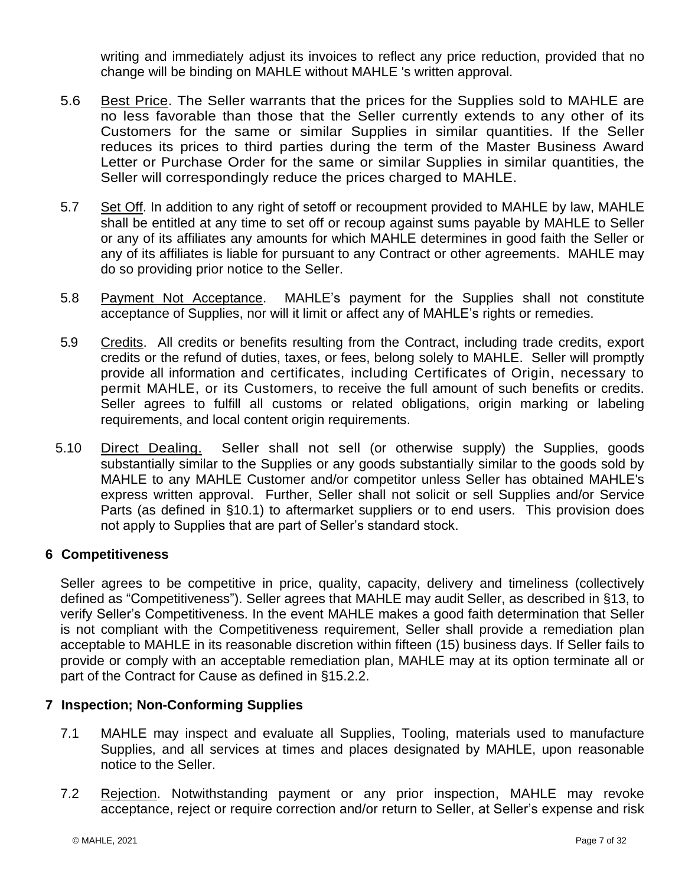writing and immediately adjust its invoices to reflect any price reduction, provided that no change will be binding on MAHLE without MAHLE 's written approval.

5.6 Best Price. The Seller warrants that the prices for the Supplies sold to MAHLE are no less favorable than those that the Seller currently extends to any other of its Customers for the same or similar Supplies in similar quantities. If the Seller reduces its prices to third parties during the term of the Master Business Award Letter or Purchase Order for the same or similar Supplies in similar quantities, the Seller will correspondingly reduce the prices charged to MAHLE.

5.7 Set Off. In addition to any right of setoff or recoupment provided to MAHLE by law, MAHLE shall be entitled at any time to set off or recoup against sums payable by MAHLE to Seller or any of its affiliates any amounts for which MAHLE determines in good faith the Seller or any of its affiliates is liable for pursuant to any Contract or other agreements. MAHLE may do so providing prior notice to the Seller.

5.8 Payment Not Acceptance. MAHLE's payment for the Supplies shall not constitute acceptance of Supplies, nor will it limit or affect any of MAHLE's rights or remedies.

5.9 Credits. All credits or benefits resulting from the Contract, including trade credits, export credits or the refund of duties, taxes, or fees, belong solely to MAHLE. Seller will promptly provide all information and certificates, including Certificates of Origin, necessary to permit MAHLE, or its Customers, to receive the full amount of such benefits or credits. Seller agrees to fulfill all customs or related obligations, origin marking or labeling requirements, and local content origin requirements.

5.10 Direct Dealing. Seller shall not sell (or otherwise supply) the Supplies, goods substantially similar to the Supplies or any goods substantially similar to the goods sold by MAHLE to any MAHLE Customer and/or competitor unless Seller has obtained MAHLE's express written approval. Further, Seller shall not solicit or sell Supplies and/or Service Parts (as defined in §10.1) to aftermarket suppliers or to end users. This provision does not apply to Supplies that are part of Seller's standard stock.

## 6 Competitiveness

Seller agrees to be competitive in price, quality, capacity, delivery and timeliness (collectively defined as "Competitiveness"). Seller agrees that MAHLE may audit Seller, as described in §13, to verify Seller's Competitiveness. In the event MAHLE makes a good faith determination that Seller is not compliant with the Competitiveness requirement, Seller shall provide a remediation plan acceptable to MAHLE in its reasonable discretion within fifteen (15) business days. If Seller fails to provide or comply with an acceptable remediation plan, MAHLE may at its option terminate all or part of the Contract for Cause as defined in §15.2.2.

## 7 Inspection; Non-Conforming Supplies

7.1 MAHLE may inspect and evaluate all Supplies, Tooling, materials used to manufacture Supplies, and all services at times and places designated by MAHLE, upon reasonable notice to the Seller.

7.2 Rejection. Notwithstanding payment or any prior inspection, MAHLE may revoke acceptance, reject or require correction and/or return to Seller, at Seller's expense and risk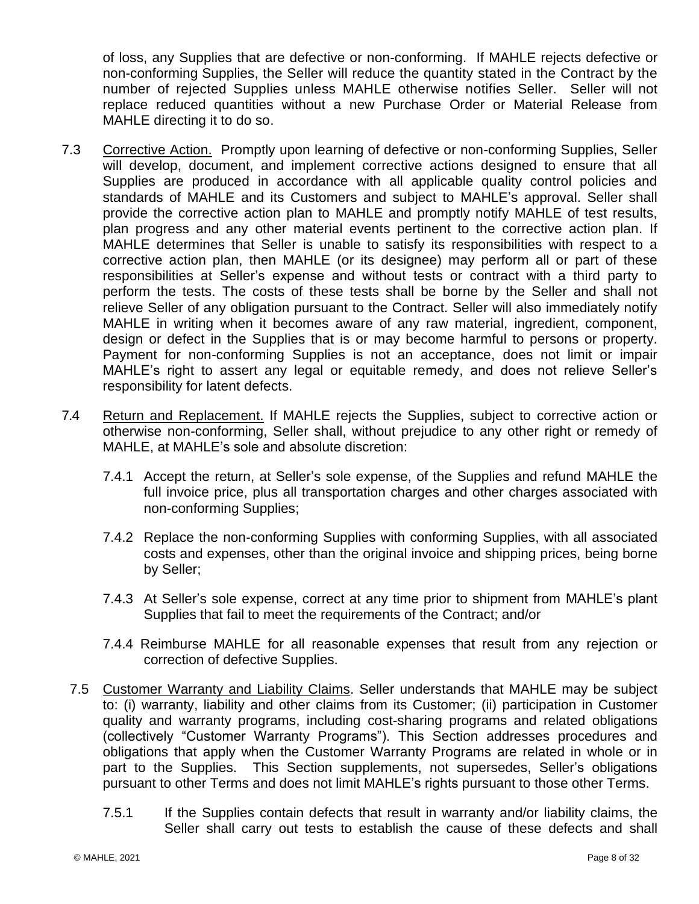of loss, any Supplies that are defective or non-conforming. If MAHLE rejects defective or non-conforming Supplies, the Seller will reduce the quantity stated in the Contract by the number of rejected Supplies unless MAHLE otherwise notifies Seller. Seller will not replace reduced quantities without a new Purchase Order or Material Release from MAHLE directing it to do so.

7.3 Corrective Action. Promptly upon learning of defective or non-conforming Supplies, Seller will develop, document, and implement corrective actions designed to ensure that all Supplies are produced in accordance with all applicable quality control policies and standards of MAHLE and its Customers and subject to MAHLE's approval. Seller shall provide the corrective action plan to MAHLE and promptly notify MAHLE of test results, plan progress and any other material events pertinent to the corrective action plan. If MAHLE determines that Seller is unable to satisfy its responsibilities with respect to a corrective action plan, then MAHLE (or its designee) may perform all or part of these responsibilities at Seller's expense and without tests or contract with a third party to perform the tests. The costs of these tests shall be borne by the Seller and shall not relieve Seller of any obligation pursuant to the Contract. Seller will also immediately notify MAHLE in writing when it becomes aware of any raw material, ingredient, component, design or defect in the Supplies that is or may become harmful to persons or property. Payment for non-conforming Supplies is not an acceptance, does not limit or impair MAHLE's right to assert any legal or equitable remedy, and does not relieve Seller's responsibility for latent defects.

7.4 Return and Replacement. If MAHLE rejects the Supplies, subject to corrective action or otherwise non-conforming, Seller shall, without prejudice to any other right or remedy of MAHLE, at MAHLE's sole and absolute discretion:

7.4.1 Accept the return, at Seller's sole expense, of the Supplies and refund MAHLE the full invoice price, plus all transportation charges and other charges associated with non-conforming Supplies;

7.4.2 Replace the non-conforming Supplies with conforming Supplies, with all associated costs and expenses, other than the original invoice and shipping prices, being borne by Seller;

7.4.3 At Seller's sole expense, correct at any time prior to shipment from MAHLE's plant Supplies that fail to meet the requirements of the Contract; and/or

7.4.4 Reimburse MAHLE for all reasonable expenses that result from any rejection or correction of defective Supplies.

7.5 Customer Warranty and Liability Claims. Seller understands that MAHLE may be subject to: (i) warranty, liability and other claims from its Customer; (ii) participation in Customer quality and warranty programs, including cost-sharing programs and related obligations (collectively "Customer Warranty Programs"). This Section addresses procedures and obligations that apply when the Customer Warranty Programs are related in whole or in part to the Supplies. This Section supplements, not supersedes, Seller's obligations pursuant to other Terms and does not limit MAHLE's rights pursuant to those other Terms.

7.5.1 If the Supplies contain defects that result in warranty and/or liability claims, the Seller shall carry out tests to establish the cause of these defects and shall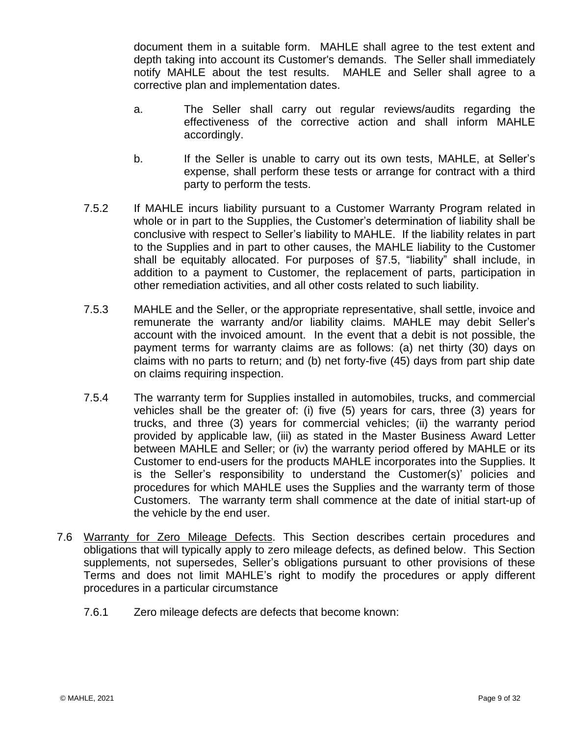document them in a suitable form. MAHLE shall agree to the test extent and depth taking into account its Customer's demands. The Seller shall immediately notify MAHLE about the test results. MAHLE and Seller shall agree to a corrective plan and implementation dates.

a. The Seller shall carry out regular reviews/audits regarding the effectiveness of the corrective action and shall inform MAHLE accordingly.

b. If the Seller is unable to carry out its own tests, MAHLE, at Seller's expense, shall perform these tests or arrange for contract with a third party to perform the tests.

7.5.2 If MAHLE incurs liability pursuant to a Customer Warranty Program related in whole or in part to the Supplies, the Customer's determination of liability shall be conclusive with respect to Seller's liability to MAHLE. If the liability relates in part to the Supplies and in part to other causes, the MAHLE liability to the Customer shall be equitably allocated. For purposes of §7.5, "liability" shall include, in addition to a payment to Customer, the replacement of parts, participation in other remediation activities, and all other costs related to such liability.

7.5.3 MAHLE and the Seller, or the appropriate representative, shall settle, invoice and remunerate the warranty and/or liability claims. MAHLE may debit Seller's account with the invoiced amount. In the event that a debit is not possible, the payment terms for warranty claims are as follows: (a) net thirty (30) days on claims with no parts to return; and (b) net forty-five (45) days from part ship date on claims requiring inspection.

7.5.4 The warranty term for Supplies installed in automobiles, trucks, and commercial vehicles shall be the greater of: (i) five (5) years for cars, three (3) years for trucks, and three (3) years for commercial vehicles; (ii) the warranty period provided by applicable law, (iii) as stated in the Master Business Award Letter between MAHLE and Seller; or (iv) the warranty period offered by MAHLE or its Customer to end-users for the products MAHLE incorporates into the Supplies. It is the Seller's responsibility to understand the Customer(s)' policies and procedures for which MAHLE uses the Supplies and the warranty term of those Customers. The warranty term shall commence at the date of initial start-up of the vehicle by the end user.

7.6 Warranty for Zero Mileage Defects. This Section describes certain procedures and obligations that will typically apply to zero mileage defects, as defined below. This Section supplements, not supersedes, Seller's obligations pursuant to other provisions of these Terms and does not limit MAHLE's right to modify the procedures or apply different procedures in a particular circumstance

7.6.1 Zero mileage defects are defects that become known: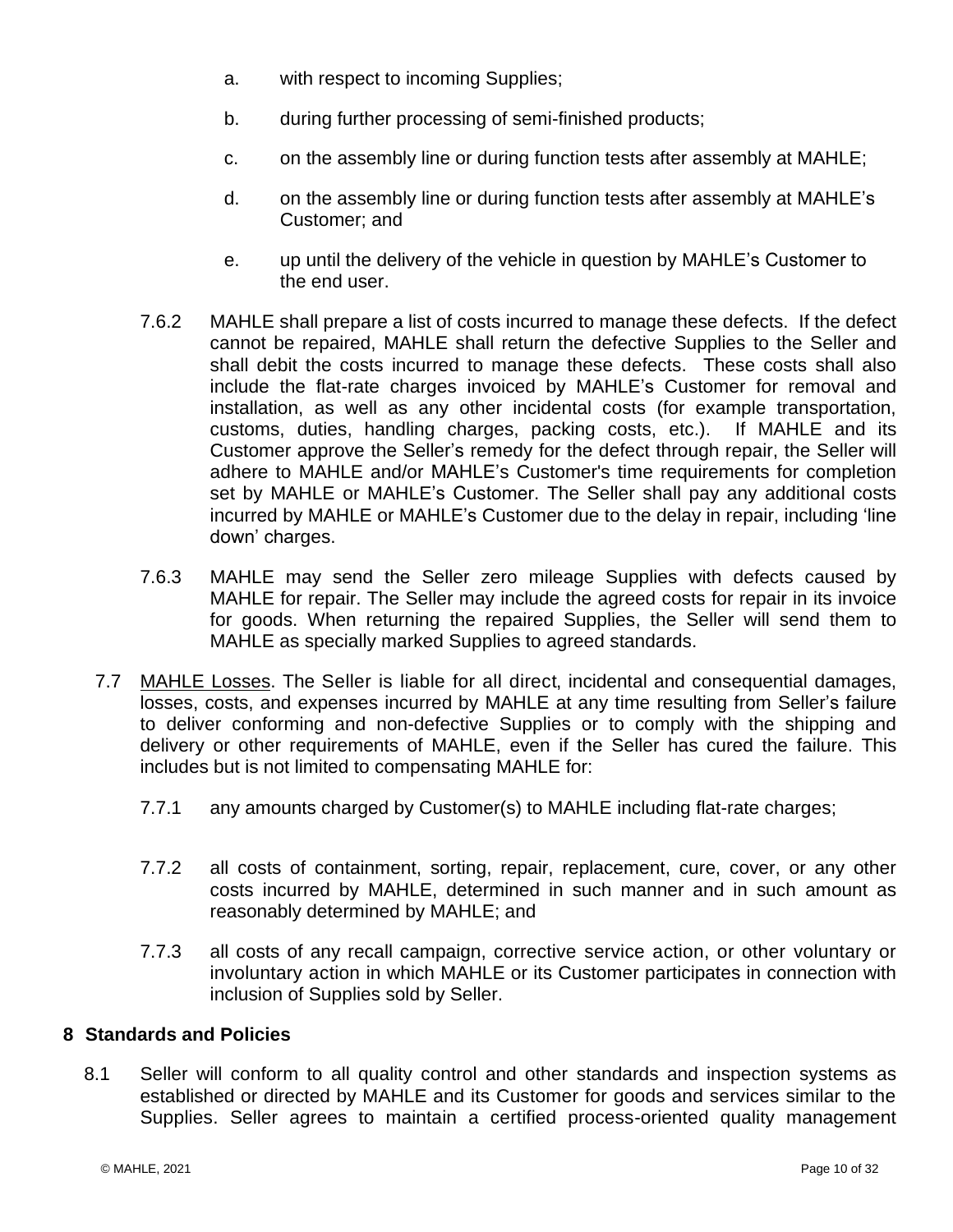a. with respect to incoming Supplies;

b. during further processing of semi-finished products;

c. on the assembly line or during function tests after assembly at MAHLE;

d. on the assembly line or during function tests after assembly at MAHLE's Customer; and

e. up until the delivery of the vehicle in question by MAHLE's Customer to the end user.

7.6.2 MAHLE shall prepare a list of costs incurred to manage these defects. If the defect cannot be repaired, MAHLE shall return the defective Supplies to the Seller and shall debit the costs incurred to manage these defects. These costs shall also include the flat-rate charges invoiced by MAHLE's Customer for removal and installation, as well as any other incidental costs (for example transportation, customs, duties, handling charges, packing costs, etc.). If MAHLE and its Customer approve the Seller's remedy for the defect through repair, the Seller will adhere to MAHLE and/or MAHLE's Customer's time requirements for completion set by MAHLE or MAHLE's Customer. The Seller shall pay any additional costs incurred by MAHLE or MAHLE's Customer due to the delay in repair, including 'line down' charges.

7.6.3 MAHLE may send the Seller zero mileage Supplies with defects caused by MAHLE for repair. The Seller may include the agreed costs for repair in its invoice for goods. When returning the repaired Supplies, the Seller will send them to MAHLE as specially marked Supplies to agreed standards.

7.7 MAHLE Losses. The Seller is liable for all direct, incidental and consequential damages, losses, costs, and expenses incurred by MAHLE at any time resulting from Seller's failure to deliver conforming and non-defective Supplies or to comply with the shipping and delivery or other requirements of MAHLE, even if the Seller has cured the failure. This includes but is not limited to compensating MAHLE for:

7.7.1 any amounts charged by Customer(s) to MAHLE including flat-rate charges;

7.7.2 all costs of containment, sorting, repair, replacement, cure, cover, or any other costs incurred by MAHLE, determined in such manner and in such amount as reasonably determined by MAHLE; and

7.7.3 all costs of any recall campaign, corrective service action, or other voluntary or involuntary action in which MAHLE or its Customer participates in connection with inclusion of Supplies sold by Seller.

## 8 Standards and Policies

8.1 Seller will conform to all quality control and other standards and inspection systems as established or directed by MAHLE and its Customer for goods and services similar to the Supplies. Seller agrees to maintain a certified process-oriented quality management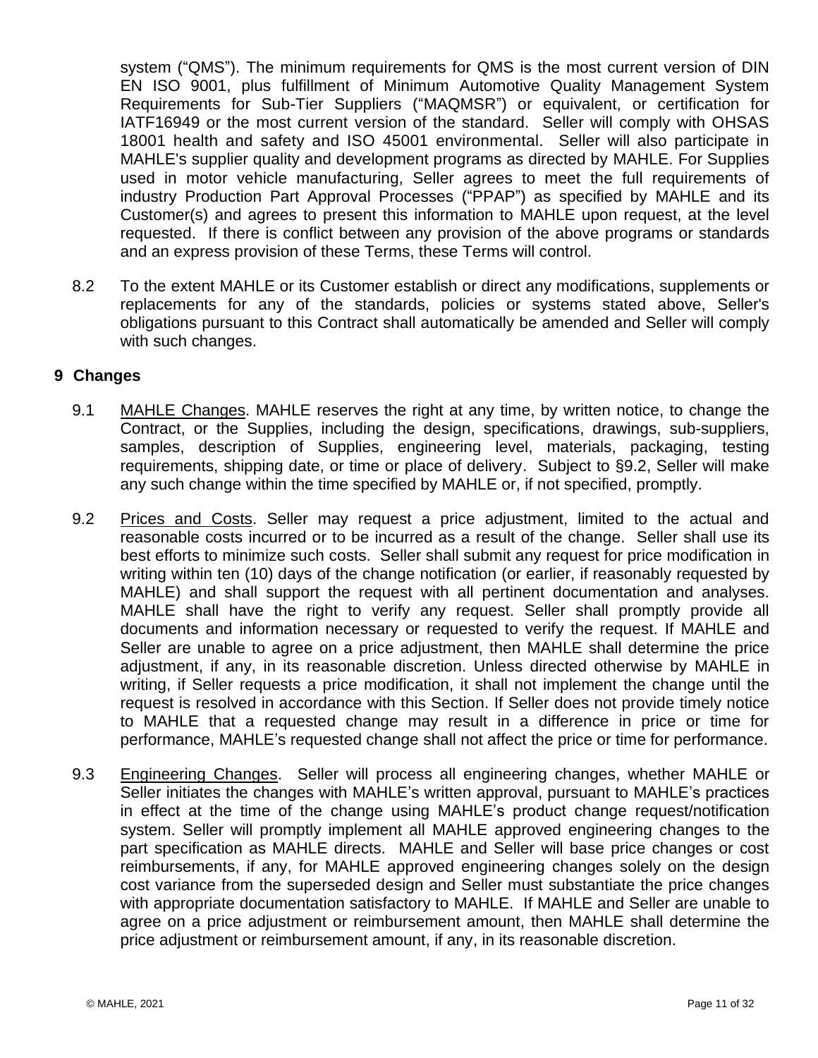system ("QMS"). The minimum requirements for QMS is the most current version of DIN EN ISO 9001, plus fulfillment of Minimum Automotive Quality Management System Requirements for Sub-Tier Suppliers ("MAQMSR") or equivalent, or certification for IATF16949 or the most current version of the standard. Seller will comply with OHSAS 18001 health and safety and ISO 45001 environmental. Seller will also participate in MAHLE's supplier quality and development programs as directed by MAHLE. For Supplies used in motor vehicle manufacturing, Seller agrees to meet the full requirements of industry Production Part Approval Processes ("PPAP") as specified by MAHLE and its Customer(s) and agrees to present this information to MAHLE upon request, at the level requested. If there is conflict between any provision of the above programs or standards and an express provision of these Terms, these Terms will control.

8.2 To the extent MAHLE or its Customer establish or direct any modifications, supplements or replacements for any of the standards, policies or systems stated above, Seller's obligations pursuant to this Contract shall automatically be amended and Seller will comply with such changes.

## 9 Changes

9.1 MAHLE Changes. MAHLE reserves the right at any time, by written notice, to change the Contract, or the Supplies, including the design, specifications, drawings, sub-suppliers, samples, description of Supplies, engineering level, materials, packaging, testing requirements, shipping date, or time or place of delivery. Subject to §9.2, Seller will make any such change within the time specified by MAHLE or, if not specified, promptly.

9.2 Prices and Costs. Seller may request a price adjustment, limited to the actual and reasonable costs incurred or to be incurred as a result of the change. Seller shall use its best efforts to minimize such costs. Seller shall submit any request for price modification in writing within ten (10) days of the change notification (or earlier, if reasonably requested by MAHLE) and shall support the request with all pertinent documentation and analyses. MAHLE shall have the right to verify any request. Seller shall promptly provide all documents and information necessary or requested to verify the request. If MAHLE and Seller are unable to agree on a price adjustment, then MAHLE shall determine the price adjustment, if any, in its reasonable discretion. Unless directed otherwise by MAHLE in writing, if Seller requests a price modification, it shall not implement the change until the request is resolved in accordance with this Section. If Seller does not provide timely notice to MAHLE that a requested change may result in a difference in price or time for performance, MAHLE's requested change shall not affect the price or time for performance.

9.3 Engineering Changes. Seller will process all engineering changes, whether MAHLE or Seller initiates the changes with MAHLE's written approval, pursuant to MAHLE's practices in effect at the time of the change using MAHLE's product change request/notification system. Seller will promptly implement all MAHLE approved engineering changes to the part specification as MAHLE directs. MAHLE and Seller will base price changes or cost reimbursements, if any, for MAHLE approved engineering changes solely on the design cost variance from the superseded design and Seller must substantiate the price changes with appropriate documentation satisfactory to MAHLE. If MAHLE and Seller are unable to agree on a price adjustment or reimbursement amount, then MAHLE shall determine the price adjustment or reimbursement amount, if any, in its reasonable discretion.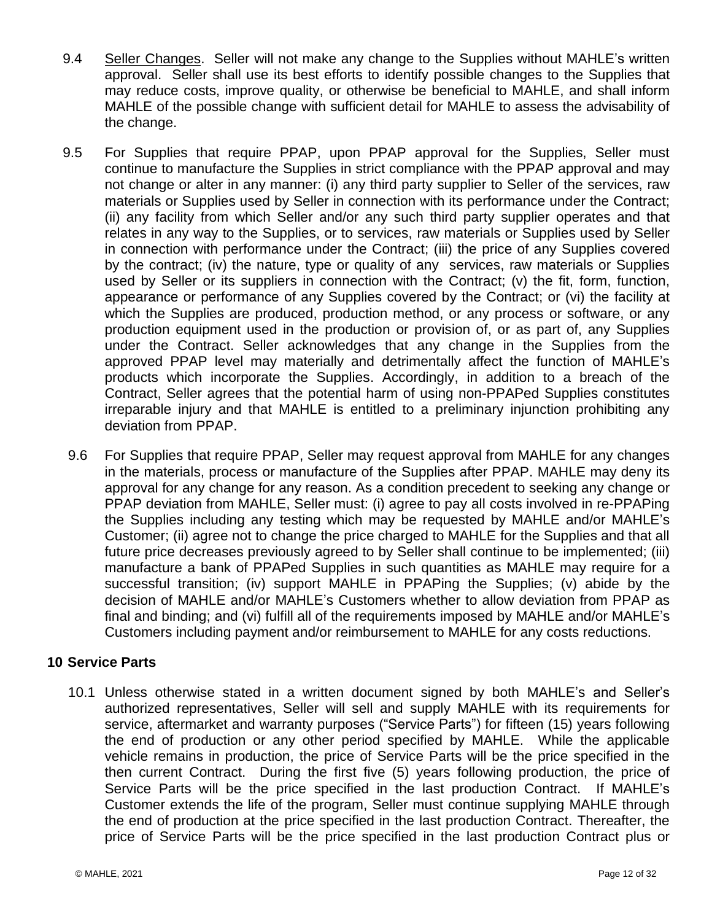9.4 Seller Changes. Seller will not make any change to the Supplies without MAHLE's written approval. Seller shall use its best efforts to identify possible changes to the Supplies that may reduce costs, improve quality, or otherwise be beneficial to MAHLE, and shall inform MAHLE of the possible change with sufficient detail for MAHLE to assess the advisability of the change.

9.5 For Supplies that require PPAP, upon PPAP approval for the Supplies, Seller must continue to manufacture the Supplies in strict compliance with the PPAP approval and may not change or alter in any manner: (i) any third party supplier to Seller of the services, raw materials or Supplies used by Seller in connection with its performance under the Contract; (ii) any facility from which Seller and/or any such third party supplier operates and that relates in any way to the Supplies, or to services, raw materials or Supplies used by Seller in connection with performance under the Contract; (iii) the price of any Supplies covered by the contract; (iv) the nature, type or quality of any services, raw materials or Supplies used by Seller or its suppliers in connection with the Contract; (v) the fit, form, function, appearance or performance of any Supplies covered by the Contract; or (vi) the facility at which the Supplies are produced, production method, or any process or software, or any production equipment used in the production or provision of, or as part of, any Supplies under the Contract. Seller acknowledges that any change in the Supplies from the approved PPAP level may materially and detrimentally affect the function of MAHLE's products which incorporate the Supplies. Accordingly, in addition to a breach of the Contract, Seller agrees that the potential harm of using non-PPAPed Supplies constitutes irreparable injury and that MAHLE is entitled to a preliminary injunction prohibiting any deviation from PPAP.

9.6 For Supplies that require PPAP, Seller may request approval from MAHLE for any changes in the materials, process or manufacture of the Supplies after PPAP. MAHLE may deny its approval for any change for any reason. As a condition precedent to seeking any change or PPAP deviation from MAHLE, Seller must: (i) agree to pay all costs involved in re-PPAPing the Supplies including any testing which may be requested by MAHLE and/or MAHLE's Customer; (ii) agree not to change the price charged to MAHLE for the Supplies and that all future price decreases previously agreed to by Seller shall continue to be implemented; (iii) manufacture a bank of PPAPed Supplies in such quantities as MAHLE may require for a successful transition; (iv) support MAHLE in PPAPing the Supplies; (v) abide by the decision of MAHLE and/or MAHLE's Customers whether to allow deviation from PPAP as final and binding; and (vi) fulfill all of the requirements imposed by MAHLE and/or MAHLE's Customers including payment and/or reimbursement to MAHLE for any costs reductions.

## 10 Service Parts

10.1 Unless otherwise stated in a written document signed by both MAHLE's and Seller's authorized representatives, Seller will sell and supply MAHLE with its requirements for service, aftermarket and warranty purposes ("Service Parts") for fifteen (15) years following the end of production or any other period specified by MAHLE. While the applicable vehicle remains in production, the price of Service Parts will be the price specified in the then current Contract. During the first five (5) years following production, the price of Service Parts will be the price specified in the last production Contract. If MAHLE's Customer extends the life of the program, Seller must continue supplying MAHLE through the end of production at the price specified in the last production Contract. Thereafter, the price of Service Parts will be the price specified in the last production Contract plus or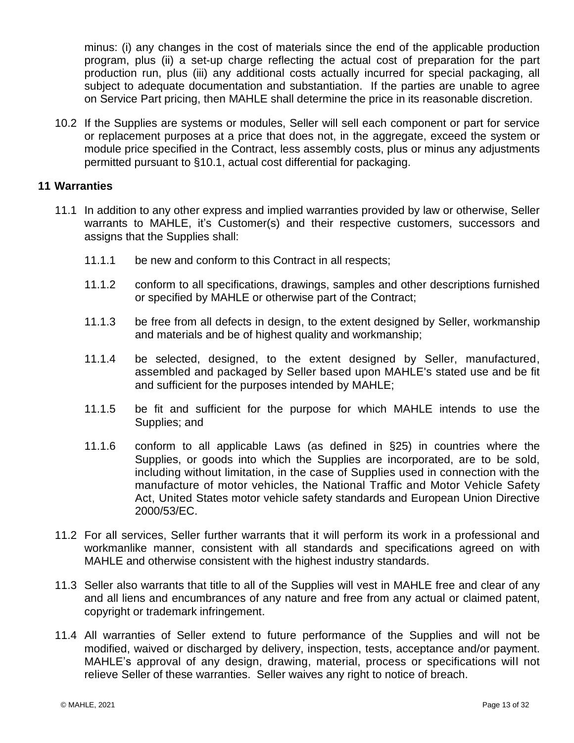minus: (i) any changes in the cost of materials since the end of the applicable production program, plus (ii) a set-up charge reflecting the actual cost of preparation for the part production run, plus (iii) any additional costs actually incurred for special packaging, all subject to adequate documentation and substantiation. If the parties are unable to agree on Service Part pricing, then MAHLE shall determine the price in its reasonable discretion.

10.2 If the Supplies are systems or modules, Seller will sell each component or part for service or replacement purposes at a price that does not, in the aggregate, exceed the system or module price specified in the Contract, less assembly costs, plus or minus any adjustments permitted pursuant to §10.1, actual cost differential for packaging.

## 11 Warranties

11.1 In addition to any other express and implied warranties provided by law or otherwise, Seller warrants to MAHLE, it's Customer(s) and their respective customers, successors and assigns that the Supplies shall:

11.1.1 be new and conform to this Contract in all respects;

11.1.2 conform to all specifications, drawings, samples and other descriptions furnished or specified by MAHLE or otherwise part of the Contract;

11.1.3 be free from all defects in design, to the extent designed by Seller, workmanship and materials and be of highest quality and workmanship;

11.1.4 be selected, designed, to the extent designed by Seller, manufactured, assembled and packaged by Seller based upon MAHLE's stated use and be fit and sufficient for the purposes intended by MAHLE;

11.1.5 be fit and sufficient for the purpose for which MAHLE intends to use the Supplies; and

11.1.6 conform to all applicable Laws (as defined in §25) in countries where the Supplies, or goods into which the Supplies are incorporated, are to be sold, including without limitation, in the case of Supplies used in connection with the manufacture of motor vehicles, the National Traffic and Motor Vehicle Safety Act, United States motor vehicle safety standards and European Union Directive 2000/53/EC.

11.2 For all services, Seller further warrants that it will perform its work in a professional and workmanlike manner, consistent with all standards and specifications agreed on with MAHLE and otherwise consistent with the highest industry standards.

11.3 Seller also warrants that title to all of the Supplies will vest in MAHLE free and clear of any and all liens and encumbrances of any nature and free from any actual or claimed patent, copyright or trademark infringement.

11.4 All warranties of Seller extend to future performance of the Supplies and will not be modified, waived or discharged by delivery, inspection, tests, acceptance and/or payment. MAHLE's approval of any design, drawing, material, process or specifications will not relieve Seller of these warranties. Seller waives any right to notice of breach.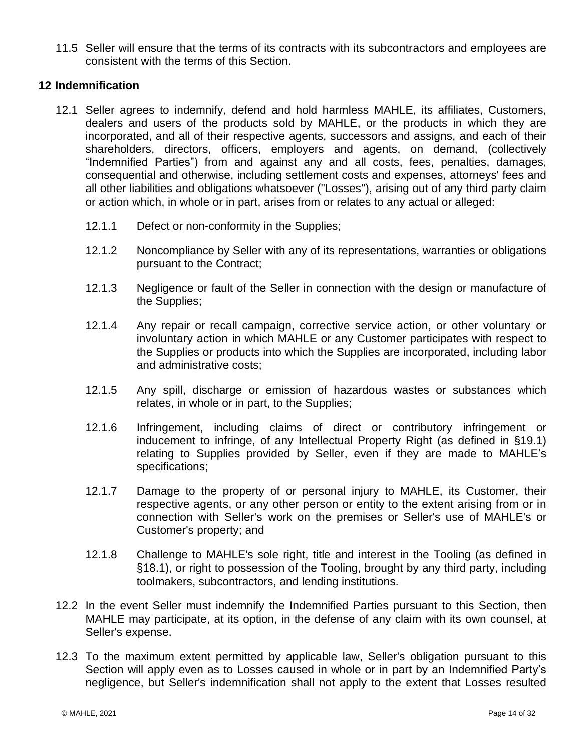11.5 Seller will ensure that the terms of its contracts with its subcontractors and employees are consistent with the terms of this Section.

## 12 Indemnification

12.1 Seller agrees to indemnify, defend and hold harmless MAHLE, its affiliates, Customers, dealers and users of the products sold by MAHLE, or the products in which they are incorporated, and all of their respective agents, successors and assigns, and each of their shareholders, directors, officers, employers and agents, on demand, (collectively "Indemnified Parties") from and against any and all costs, fees, penalties, damages, consequential and otherwise, including settlement costs and expenses, attorneys' fees and all other liabilities and obligations whatsoever ("Losses"), arising out of any third party claim or action which, in whole or in part, arises from or relates to any actual or alleged:

12.1.1 Defect or non-conformity in the Supplies;

12.1.2 Noncompliance by Seller with any of its representations, warranties or obligations pursuant to the Contract;

12.1.3 Negligence or fault of the Seller in connection with the design or manufacture of the Supplies;

12.1.4 Any repair or recall campaign, corrective service action, or other voluntary or involuntary action in which MAHLE or any Customer participates with respect to the Supplies or products into which the Supplies are incorporated, including labor and administrative costs;

12.1.5 Any spill, discharge or emission of hazardous wastes or substances which relates, in whole or in part, to the Supplies;

12.1.6 Infringement, including claims of direct or contributory infringement or inducement to infringe, of any Intellectual Property Right (as defined in §19.1) relating to Supplies provided by Seller, even if they are made to MAHLE's specifications;

12.1.7 Damage to the property of or personal injury to MAHLE, its Customer, their respective agents, or any other person or entity to the extent arising from or in connection with Seller's work on the premises or Seller's use of MAHLE's or Customer's property; and

12.1.8 Challenge to MAHLE's sole right, title and interest in the Tooling (as defined in §18.1), or right to possession of the Tooling, brought by any third party, including toolmakers, subcontractors, and lending institutions.

12.2 In the event Seller must indemnify the Indemnified Parties pursuant to this Section, then MAHLE may participate, at its option, in the defense of any claim with its own counsel, at Seller's expense.

12.3 To the maximum extent permitted by applicable law, Seller's obligation pursuant to this Section will apply even as to Losses caused in whole or in part by an Indemnified Party's negligence, but Seller's indemnification shall not apply to the extent that Losses resulted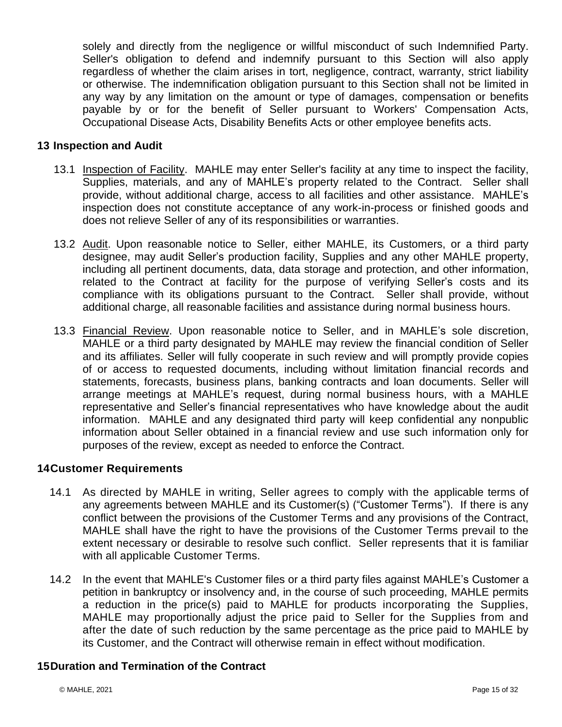solely and directly from the negligence or willful misconduct of such Indemnified Party. Seller's obligation to defend and indemnify pursuant to this Section will also apply regardless of whether the claim arises in tort, negligence, contract, warranty, strict liability or otherwise. The indemnification obligation pursuant to this Section shall not be limited in any way by any limitation on the amount or type of damages, compensation or benefits payable by or for the benefit of Seller pursuant to Workers' Compensation Acts, Occupational Disease Acts, Disability Benefits Acts or other employee benefits acts.

## 13 Inspection and Audit

13.1 Inspection of Facility. MAHLE may enter Seller's facility at any time to inspect the facility, Supplies, materials, and any of MAHLE's property related to the Contract. Seller shall provide, without additional charge, access to all facilities and other assistance. MAHLE's inspection does not constitute acceptance of any work-in-process or finished goods and does not relieve Seller of any of its responsibilities or warranties.

13.2 Audit. Upon reasonable notice to Seller, either MAHLE, its Customers, or a third party designee, may audit Seller's production facility, Supplies and any other MAHLE property, including all pertinent documents, data, data storage and protection, and other information, related to the Contract at facility for the purpose of verifying Seller's costs and its compliance with its obligations pursuant to the Contract. Seller shall provide, without additional charge, all reasonable facilities and assistance during normal business hours.

13.3 Financial Review. Upon reasonable notice to Seller, and in MAHLE's sole discretion, MAHLE or a third party designated by MAHLE may review the financial condition of Seller and its affiliates. Seller will fully cooperate in such review and will promptly provide copies of or access to requested documents, including without limitation financial records and statements, forecasts, business plans, banking contracts and loan documents. Seller will arrange meetings at MAHLE's request, during normal business hours, with a MAHLE representative and Seller's financial representatives who have knowledge about the audit information. MAHLE and any designated third party will keep confidential any nonpublic information about Seller obtained in a financial review and use such information only for purposes of the review, except as needed to enforce the Contract.

## 14 Customer Requirements

14.1 As directed by MAHLE in writing, Seller agrees to comply with the applicable terms of any agreements between MAHLE and its Customer(s) ("Customer Terms"). If there is any conflict between the provisions of the Customer Terms and any provisions of the Contract, MAHLE shall have the right to have the provisions of the Customer Terms prevail to the extent necessary or desirable to resolve such conflict. Seller represents that it is familiar with all applicable Customer Terms.

14.2 In the event that MAHLE's Customer files or a third party files against MAHLE's Customer a petition in bankruptcy or insolvency and, in the course of such proceeding, MAHLE permits a reduction in the price(s) paid to MAHLE for products incorporating the Supplies, MAHLE may proportionally adjust the price paid to Seller for the Supplies from and after the date of such reduction by the same percentage as the price paid to MAHLE by its Customer, and the Contract will otherwise remain in effect without modification.

## 15 Duration and Termination of the Contract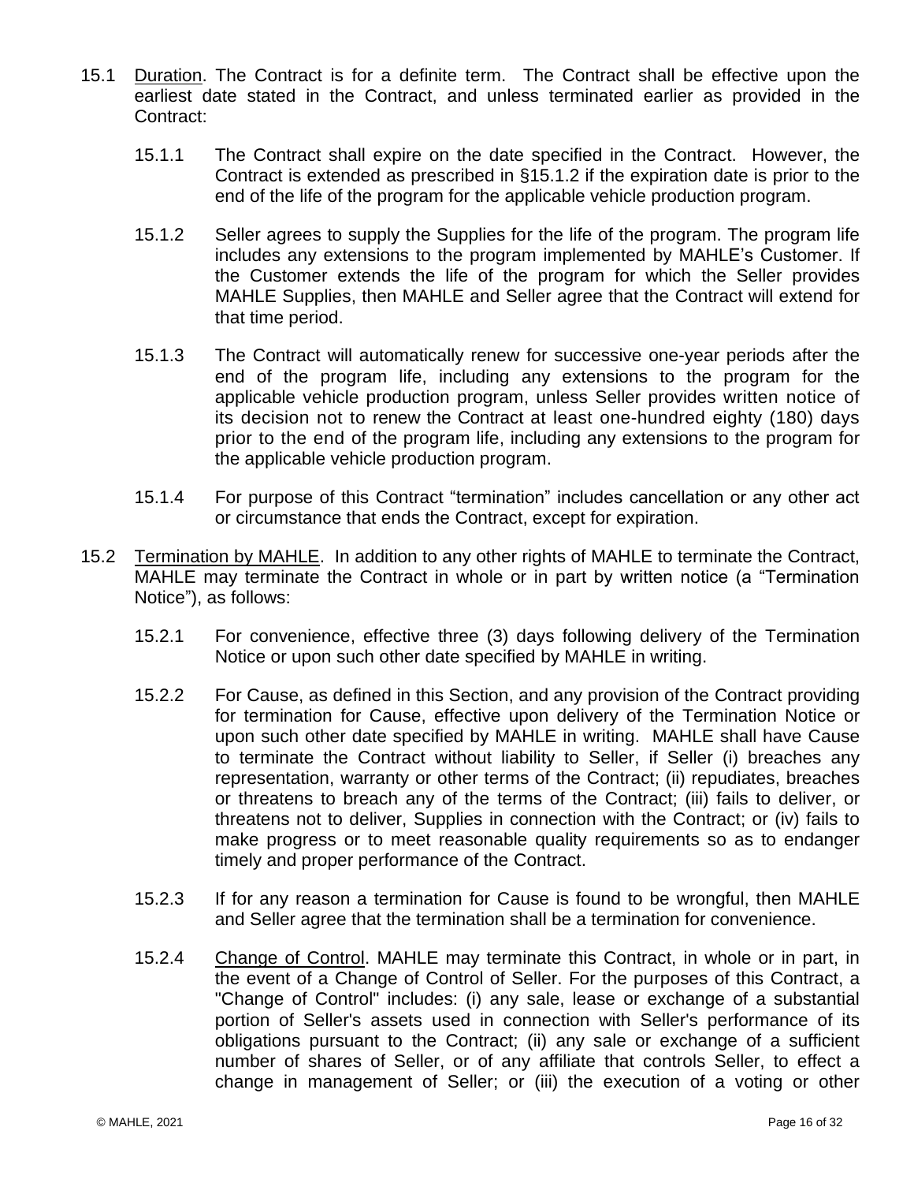15.1 Duration. The Contract is for a definite term. The Contract shall be effective upon the earliest date stated in the Contract, and unless terminated earlier as provided in the Contract:

15.1.1 The Contract shall expire on the date specified in the Contract. However, the Contract is extended as prescribed in §15.1.2 if the expiration date is prior to the end of the life of the program for the applicable vehicle production program.

15.1.2 Seller agrees to supply the Supplies for the life of the program. The program life includes any extensions to the program implemented by MAHLE's Customer. If the Customer extends the life of the program for which the Seller provides MAHLE Supplies, then MAHLE and Seller agree that the Contract will extend for that time period.

15.1.3 The Contract will automatically renew for successive one-year periods after the end of the program life, including any extensions to the program for the applicable vehicle production program, unless Seller provides written notice of its decision not to renew the Contract at least one-hundred eighty (180) days prior to the end of the program life, including any extensions to the program for the applicable vehicle production program.

15.1.4 For purpose of this Contract "termination" includes cancellation or any other act or circumstance that ends the Contract, except for expiration.

15.2 Termination by MAHLE. In addition to any other rights of MAHLE to terminate the Contract, MAHLE may terminate the Contract in whole or in part by written notice (a "Termination Notice"), as follows:

15.2.1 For convenience, effective three (3) days following delivery of the Termination Notice or upon such other date specified by MAHLE in writing.

15.2.2 For Cause, as defined in this Section, and any provision of the Contract providing for termination for Cause, effective upon delivery of the Termination Notice or upon such other date specified by MAHLE in writing. MAHLE shall have Cause to terminate the Contract without liability to Seller, if Seller (i) breaches any representation, warranty or other terms of the Contract; (ii) repudiates, breaches or threatens to breach any of the terms of the Contract; (iii) fails to deliver, or threatens not to deliver, Supplies in connection with the Contract; or (iv) fails to make progress or to meet reasonable quality requirements so as to endanger timely and proper performance of the Contract.

15.2.3 If for any reason a termination for Cause is found to be wrongful, then MAHLE and Seller agree that the termination shall be a termination for convenience.

15.2.4 Change of Control. MAHLE may terminate this Contract, in whole or in part, in the event of a Change of Control of Seller. For the purposes of this Contract, a "Change of Control" includes: (i) any sale, lease or exchange of a substantial portion of Seller's assets used in connection with Seller's performance of its obligations pursuant to the Contract; (ii) any sale or exchange of a sufficient number of shares of Seller, or of any affiliate that controls Seller, to effect a change in management of Seller; or (iii) the execution of a voting or other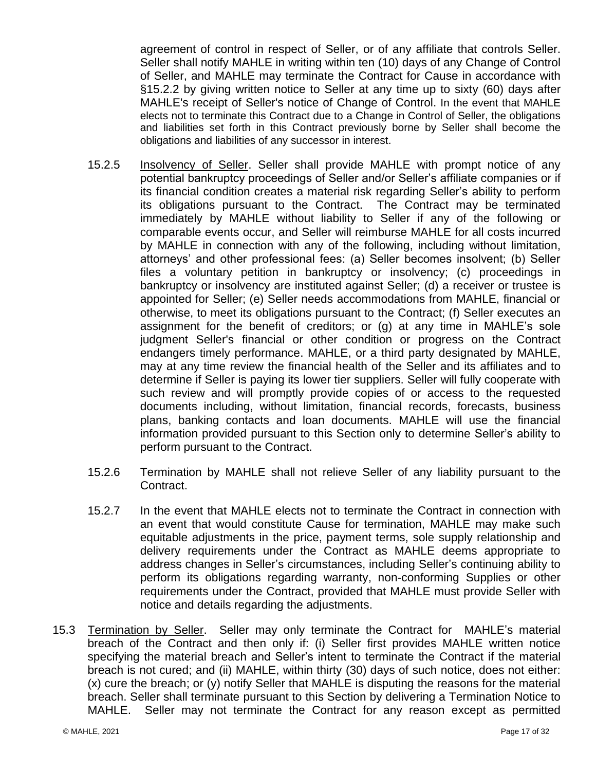agreement of control in respect of Seller, or of any affiliate that controls Seller. Seller shall notify MAHLE in writing within ten (10) days of any Change of Control of Seller, and MAHLE may terminate the Contract for Cause in accordance with §15.2.2 by giving written notice to Seller at any time up to sixty (60) days after MAHLE's receipt of Seller's notice of Change of Control. In the event that MAHLE elects not to terminate this Contract due to a Change in Control of Seller, the obligations and liabilities set forth in this Contract previously borne by Seller shall become the obligations and liabilities of any successor in interest.

15.2.5 Insolvency of Seller. Seller shall provide MAHLE with prompt notice of any potential bankruptcy proceedings of Seller and/or Seller's affiliate companies or if its financial condition creates a material risk regarding Seller's ability to perform its obligations pursuant to the Contract. The Contract may be terminated immediately by MAHLE without liability to Seller if any of the following or comparable events occur, and Seller will reimburse MAHLE for all costs incurred by MAHLE in connection with any of the following, including without limitation, attorneys' and other professional fees: (a) Seller becomes insolvent; (b) Seller files a voluntary petition in bankruptcy or insolvency; (c) proceedings in bankruptcy or insolvency are instituted against Seller; (d) a receiver or trustee is appointed for Seller; (e) Seller needs accommodations from MAHLE, financial or otherwise, to meet its obligations pursuant to the Contract; (f) Seller executes an assignment for the benefit of creditors; or (g) at any time in MAHLE's sole judgment Seller's financial or other condition or progress on the Contract endangers timely performance. MAHLE, or a third party designated by MAHLE, may at any time review the financial health of the Seller and its affiliates and to determine if Seller is paying its lower tier suppliers. Seller will fully cooperate with such review and will promptly provide copies of or access to the requested documents including, without limitation, financial records, forecasts, business plans, banking contacts and loan documents. MAHLE will use the financial information provided pursuant to this Section only to determine Seller's ability to perform pursuant to the Contract.

15.2.6 Termination by MAHLE shall not relieve Seller of any liability pursuant to the Contract.

15.2.7 In the event that MAHLE elects not to terminate the Contract in connection with an event that would constitute Cause for termination, MAHLE may make such equitable adjustments in the price, payment terms, sole supply relationship and delivery requirements under the Contract as MAHLE deems appropriate to address changes in Seller's circumstances, including Seller's continuing ability to perform its obligations regarding warranty, non-conforming Supplies or other requirements under the Contract, provided that MAHLE must provide Seller with notice and details regarding the adjustments.

15.3 Termination by Seller. Seller may only terminate the Contract for MAHLE's material breach of the Contract and then only if: (i) Seller first provides MAHLE written notice specifying the material breach and Seller's intent to terminate the Contract if the material breach is not cured; and (ii) MAHLE, within thirty (30) days of such notice, does not either: (x) cure the breach; or (y) notify Seller that MAHLE is disputing the reasons for the material breach. Seller shall terminate pursuant to this Section by delivering a Termination Notice to MAHLE. Seller may not terminate the Contract for any reason except as permitted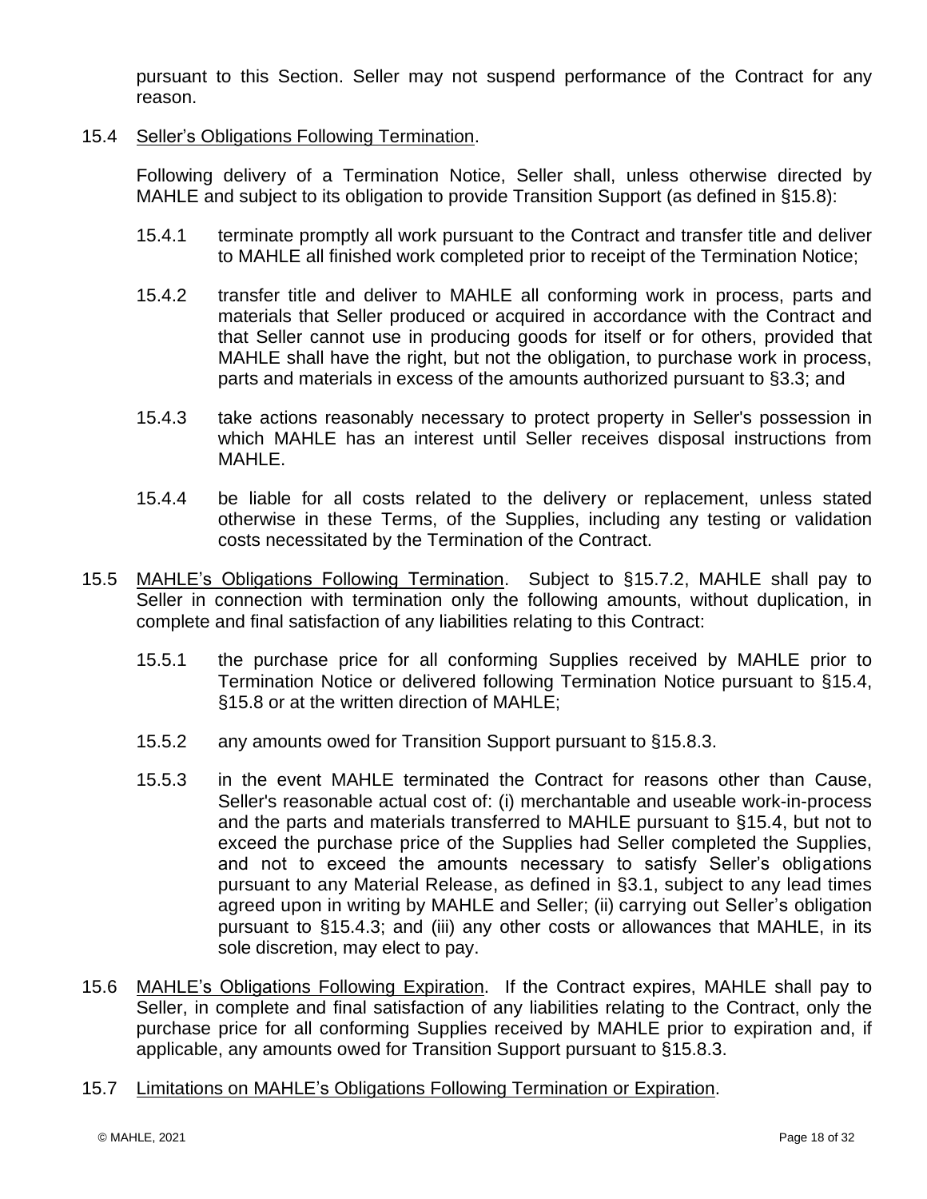pursuant to this Section. Seller may not suspend performance of the Contract for any reason.

15.4 Seller's Obligations Following Termination.

Following delivery of a Termination Notice, Seller shall, unless otherwise directed by MAHLE and subject to its obligation to provide Transition Support (as defined in §15.8):

15.4.1 terminate promptly all work pursuant to the Contract and transfer title and deliver to MAHLE all finished work completed prior to receipt of the Termination Notice;

15.4.2 transfer title and deliver to MAHLE all conforming work in process, parts and materials that Seller produced or acquired in accordance with the Contract and that Seller cannot use in producing goods for itself or for others, provided that MAHLE shall have the right, but not the obligation, to purchase work in process, parts and materials in excess of the amounts authorized pursuant to §3.3; and

15.4.3 take actions reasonably necessary to protect property in Seller's possession in which MAHLE has an interest until Seller receives disposal instructions from MAHLE.

15.4.4 be liable for all costs related to the delivery or replacement, unless stated otherwise in these Terms, of the Supplies, including any testing or validation costs necessitated by the Termination of the Contract.

15.5 MAHLE's Obligations Following Termination. Subject to §15.7.2, MAHLE shall pay to Seller in connection with termination only the following amounts, without duplication, in complete and final satisfaction of any liabilities relating to this Contract:

15.5.1 the purchase price for all conforming Supplies received by MAHLE prior to Termination Notice or delivered following Termination Notice pursuant to §15.4, §15.8 or at the written direction of MAHLE;

15.5.2 any amounts owed for Transition Support pursuant to §15.8.3.

15.5.3 in the event MAHLE terminated the Contract for reasons other than Cause, Seller's reasonable actual cost of: (i) merchantable and useable work-in-process and the parts and materials transferred to MAHLE pursuant to §15.4, but not to exceed the purchase price of the Supplies had Seller completed the Supplies, and not to exceed the amounts necessary to satisfy Seller's obligations pursuant to any Material Release, as defined in §3.1, subject to any lead times agreed upon in writing by MAHLE and Seller; (ii) carrying out Seller's obligation pursuant to §15.4.3; and (iii) any other costs or allowances that MAHLE, in its sole discretion, may elect to pay.

15.6 MAHLE's Obligations Following Expiration. If the Contract expires, MAHLE shall pay to Seller, in complete and final satisfaction of any liabilities relating to the Contract, only the purchase price for all conforming Supplies received by MAHLE prior to expiration and, if applicable, any amounts owed for Transition Support pursuant to §15.8.3.

15.7 Limitations on MAHLE's Obligations Following Termination or Expiration.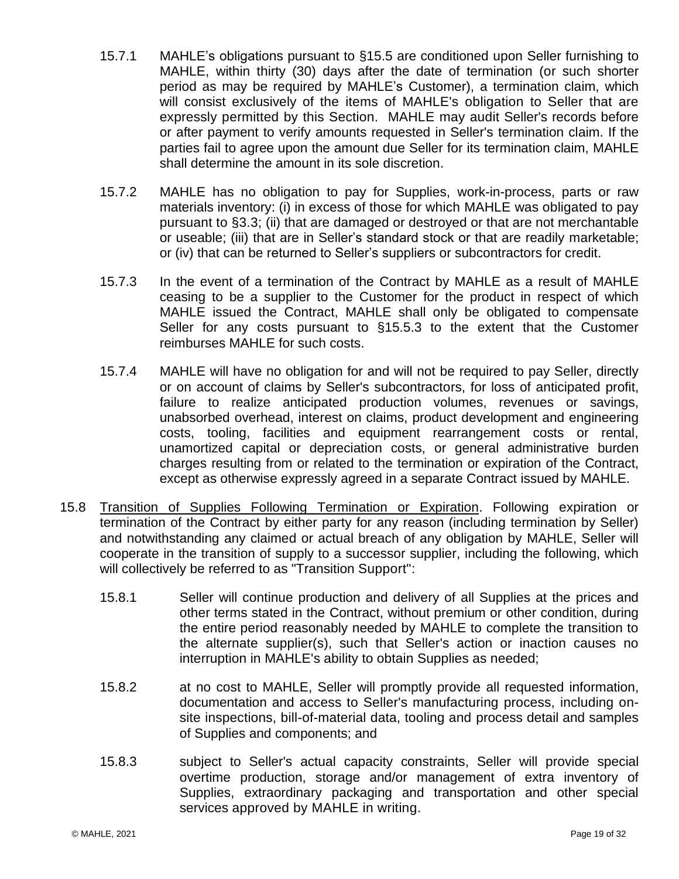15.7.1 MAHLE's obligations pursuant to §15.5 are conditioned upon Seller furnishing to MAHLE, within thirty (30) days after the date of termination (or such shorter period as may be required by MAHLE's Customer), a termination claim, which will consist exclusively of the items of MAHLE's obligation to Seller that are expressly permitted by this Section. MAHLE may audit Seller's records before or after payment to verify amounts requested in Seller's termination claim. If the parties fail to agree upon the amount due Seller for its termination claim, MAHLE shall determine the amount in its sole discretion.

15.7.2 MAHLE has no obligation to pay for Supplies, work-in-process, parts or raw materials inventory: (i) in excess of those for which MAHLE was obligated to pay pursuant to §3.3; (ii) that are damaged or destroyed or that are not merchantable or useable; (iii) that are in Seller's standard stock or that are readily marketable; or (iv) that can be returned to Seller's suppliers or subcontractors for credit.

15.7.3 In the event of a termination of the Contract by MAHLE as a result of MAHLE ceasing to be a supplier to the Customer for the product in respect of which MAHLE issued the Contract, MAHLE shall only be obligated to compensate Seller for any costs pursuant to §15.5.3 to the extent that the Customer reimburses MAHLE for such costs.

15.7.4 MAHLE will have no obligation for and will not be required to pay Seller, directly or on account of claims by Seller's subcontractors, for loss of anticipated profit, failure to realize anticipated production volumes, revenues or savings, unabsorbed overhead, interest on claims, product development and engineering costs, tooling, facilities and equipment rearrangement costs or rental, unamortized capital or depreciation costs, or general administrative burden charges resulting from or related to the termination or expiration of the Contract, except as otherwise expressly agreed in a separate Contract issued by MAHLE.

15.8 <u>Transition of Supplies Following Termination or Expiration</u>. Following expiration or termination of the Contract by either party for any reason (including termination by Seller) and notwithstanding any claimed or actual breach of any obligation by MAHLE, Seller will cooperate in the transition of supply to a successor supplier, including the following, which will collectively be referred to as "Transition Support":

15.8.1 Seller will continue production and delivery of all Supplies at the prices and other terms stated in the Contract, without premium or other condition, during the entire period reasonably needed by MAHLE to complete the transition to the alternate supplier(s), such that Seller's action or inaction causes no interruption in MAHLE's ability to obtain Supplies as needed;

15.8.2 at no cost to MAHLE, Seller will promptly provide all requested information, documentation and access to Seller's manufacturing process, including on-site inspections, bill-of-material data, tooling and process detail and samples of Supplies and components; and

15.8.3 subject to Seller's actual capacity constraints, Seller will provide special overtime production, storage and/or management of extra inventory of Supplies, extraordinary packaging and transportation and other special services approved by MAHLE in writing.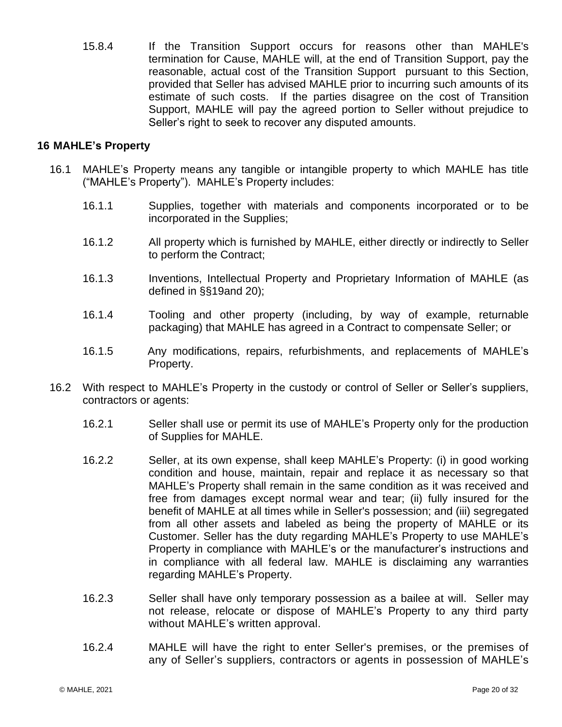15.8.4 If the Transition Support occurs for reasons other than MAHLE's termination for Cause, MAHLE will, at the end of Transition Support, pay the reasonable, actual cost of the Transition Support pursuant to this Section, provided that Seller has advised MAHLE prior to incurring such amounts of its estimate of such costs. If the parties disagree on the cost of Transition Support, MAHLE will pay the agreed portion to Seller without prejudice to Seller's right to seek to recover any disputed amounts.

## 16 MAHLE's Property

16.1 MAHLE's Property means any tangible or intangible property to which MAHLE has title ("MAHLE's Property"). MAHLE's Property includes:

16.1.1 Supplies, together with materials and components incorporated or to be incorporated in the Supplies;

16.1.2 All property which is furnished by MAHLE, either directly or indirectly to Seller to perform the Contract;

16.1.3 Inventions, Intellectual Property and Proprietary Information of MAHLE (as defined in §§19and 20);

16.1.4 Tooling and other property (including, by way of example, returnable packaging) that MAHLE has agreed in a Contract to compensate Seller; or

16.1.5 Any modifications, repairs, refurbishments, and replacements of MAHLE's Property.

16.2 With respect to MAHLE's Property in the custody or control of Seller or Seller's suppliers, contractors or agents:

16.2.1 Seller shall use or permit its use of MAHLE's Property only for the production of Supplies for MAHLE.

16.2.2 Seller, at its own expense, shall keep MAHLE's Property: (i) in good working condition and house, maintain, repair and replace it as necessary so that MAHLE's Property shall remain in the same condition as it was received and free from damages except normal wear and tear; (ii) fully insured for the benefit of MAHLE at all times while in Seller's possession; and (iii) segregated from all other assets and labeled as being the property of MAHLE or its Customer. Seller has the duty regarding MAHLE's Property to use MAHLE's Property in compliance with MAHLE's or the manufacturer's instructions and in compliance with all federal law. MAHLE is disclaiming any warranties regarding MAHLE's Property.

16.2.3 Seller shall have only temporary possession as a bailee at will. Seller may not release, relocate or dispose of MAHLE's Property to any third party without MAHLE's written approval.

16.2.4 MAHLE will have the right to enter Seller's premises, or the premises of any of Seller's suppliers, contractors or agents in possession of MAHLE's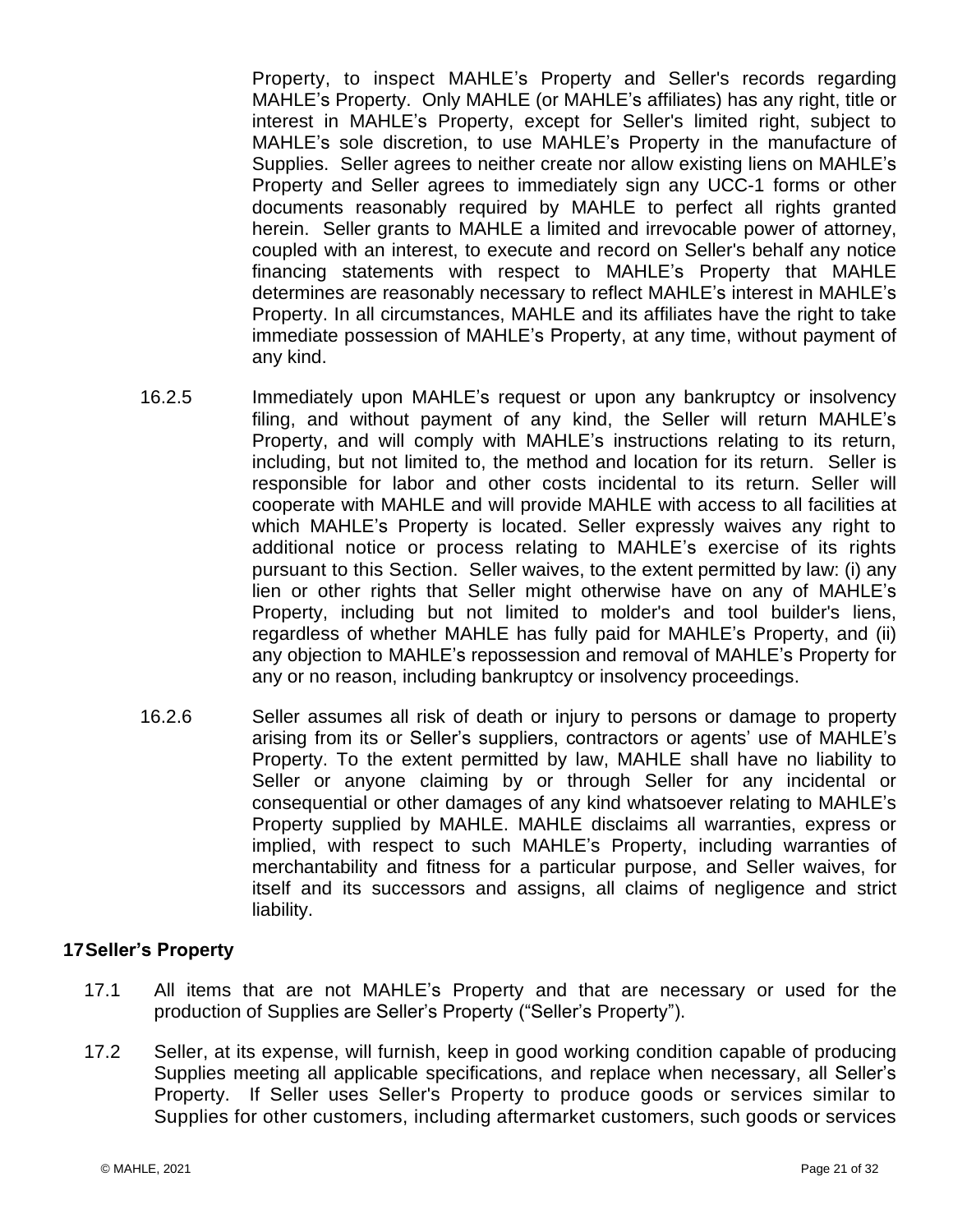Property, to inspect MAHLE's Property and Seller's records regarding MAHLE's Property. Only MAHLE (or MAHLE's affiliates) has any right, title or interest in MAHLE's Property, except for Seller's limited right, subject to MAHLE's sole discretion, to use MAHLE's Property in the manufacture of Supplies. Seller agrees to neither create nor allow existing liens on MAHLE's Property and Seller agrees to immediately sign any UCC-1 forms or other documents reasonably required by MAHLE to perfect all rights granted herein. Seller grants to MAHLE a limited and irrevocable power of attorney, coupled with an interest, to execute and record on Seller's behalf any notice financing statements with respect to MAHLE's Property that MAHLE determines are reasonably necessary to reflect MAHLE's interest in MAHLE's Property. In all circumstances, MAHLE and its affiliates have the right to take immediate possession of MAHLE's Property, at any time, without payment of any kind.

16.2.5 Immediately upon MAHLE's request or upon any bankruptcy or insolvency filing, and without payment of any kind, the Seller will return MAHLE's Property, and will comply with MAHLE's instructions relating to its return, including, but not limited to, the method and location for its return. Seller is responsible for labor and other costs incidental to its return. Seller will cooperate with MAHLE and will provide MAHLE with access to all facilities at which MAHLE's Property is located. Seller expressly waives any right to additional notice or process relating to MAHLE's exercise of its rights pursuant to this Section. Seller waives, to the extent permitted by law: (i) any lien or other rights that Seller might otherwise have on any of MAHLE's Property, including but not limited to molder's and tool builder's liens, regardless of whether MAHLE has fully paid for MAHLE's Property, and (ii) any objection to MAHLE's repossession and removal of MAHLE's Property for any or no reason, including bankruptcy or insolvency proceedings.

16.2.6 Seller assumes all risk of death or injury to persons or damage to property arising from its or Seller's suppliers, contractors or agents' use of MAHLE's Property. To the extent permitted by law, MAHLE shall have no liability to Seller or anyone claiming by or through Seller for any incidental or consequential or other damages of any kind whatsoever relating to MAHLE's Property supplied by MAHLE. MAHLE disclaims all warranties, express or implied, with respect to such MAHLE's Property, including warranties of merchantability and fitness for a particular purpose, and Seller waives, for itself and its successors and assigns, all claims of negligence and strict liability.

## 17 Seller's Property

17.1 All items that are not MAHLE's Property and that are necessary or used for the production of Supplies are Seller's Property ("Seller's Property").

17.2 Seller, at its expense, will furnish, keep in good working condition capable of producing Supplies meeting all applicable specifications, and replace when necessary, all Seller's Property. If Seller uses Seller's Property to produce goods or services similar to Supplies for other customers, including aftermarket customers, such goods or services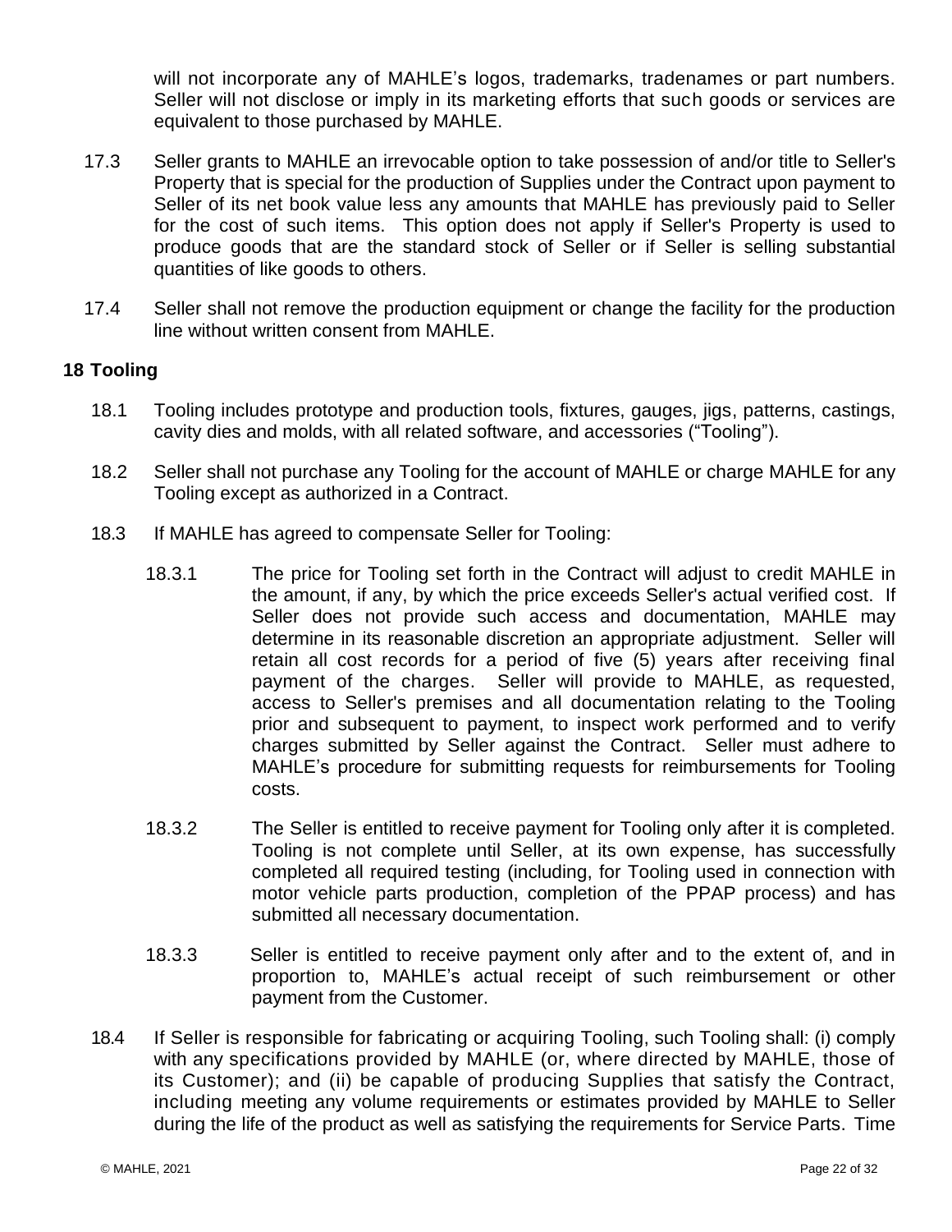will not incorporate any of MAHLE's logos, trademarks, tradenames or part numbers. Seller will not disclose or imply in its marketing efforts that such goods or services are equivalent to those purchased by MAHLE.

17.3 Seller grants to MAHLE an irrevocable option to take possession of and/or title to Seller's Property that is special for the production of Supplies under the Contract upon payment to Seller of its net book value less any amounts that MAHLE has previously paid to Seller for the cost of such items. This option does not apply if Seller's Property is used to produce goods that are the standard stock of Seller or if Seller is selling substantial quantities of like goods to others.

17.4 Seller shall not remove the production equipment or change the facility for the production line without written consent from MAHLE.

## 18 Tooling

18.1 Tooling includes prototype and production tools, fixtures, gauges, jigs, patterns, castings, cavity dies and molds, with all related software, and accessories ("Tooling").

18.2 Seller shall not purchase any Tooling for the account of MAHLE or charge MAHLE for any Tooling except as authorized in a Contract.

18.3 If MAHLE has agreed to compensate Seller for Tooling:

18.3.1 The price for Tooling set forth in the Contract will adjust to credit MAHLE in the amount, if any, by which the price exceeds Seller's actual verified cost. If Seller does not provide such access and documentation, MAHLE may determine in its reasonable discretion an appropriate adjustment. Seller will retain all cost records for a period of five (5) years after receiving final payment of the charges. Seller will provide to MAHLE, as requested, access to Seller's premises and all documentation relating to the Tooling prior and subsequent to payment, to inspect work performed and to verify charges submitted by Seller against the Contract. Seller must adhere to MAHLE's procedure for submitting requests for reimbursements for Tooling costs.

18.3.2 The Seller is entitled to receive payment for Tooling only after it is completed. Tooling is not complete until Seller, at its own expense, has successfully completed all required testing (including, for Tooling used in connection with motor vehicle parts production, completion of the PPAP process) and has submitted all necessary documentation.

18.3.3 Seller is entitled to receive payment only after and to the extent of, and in proportion to, MAHLE's actual receipt of such reimbursement or other payment from the Customer.

18.4 If Seller is responsible for fabricating or acquiring Tooling, such Tooling shall: (i) comply with any specifications provided by MAHLE (or, where directed by MAHLE, those of its Customer); and (ii) be capable of producing Supplies that satisfy the Contract, including meeting any volume requirements or estimates provided by MAHLE to Seller during the life of the product as well as satisfying the requirements for Service Parts. Time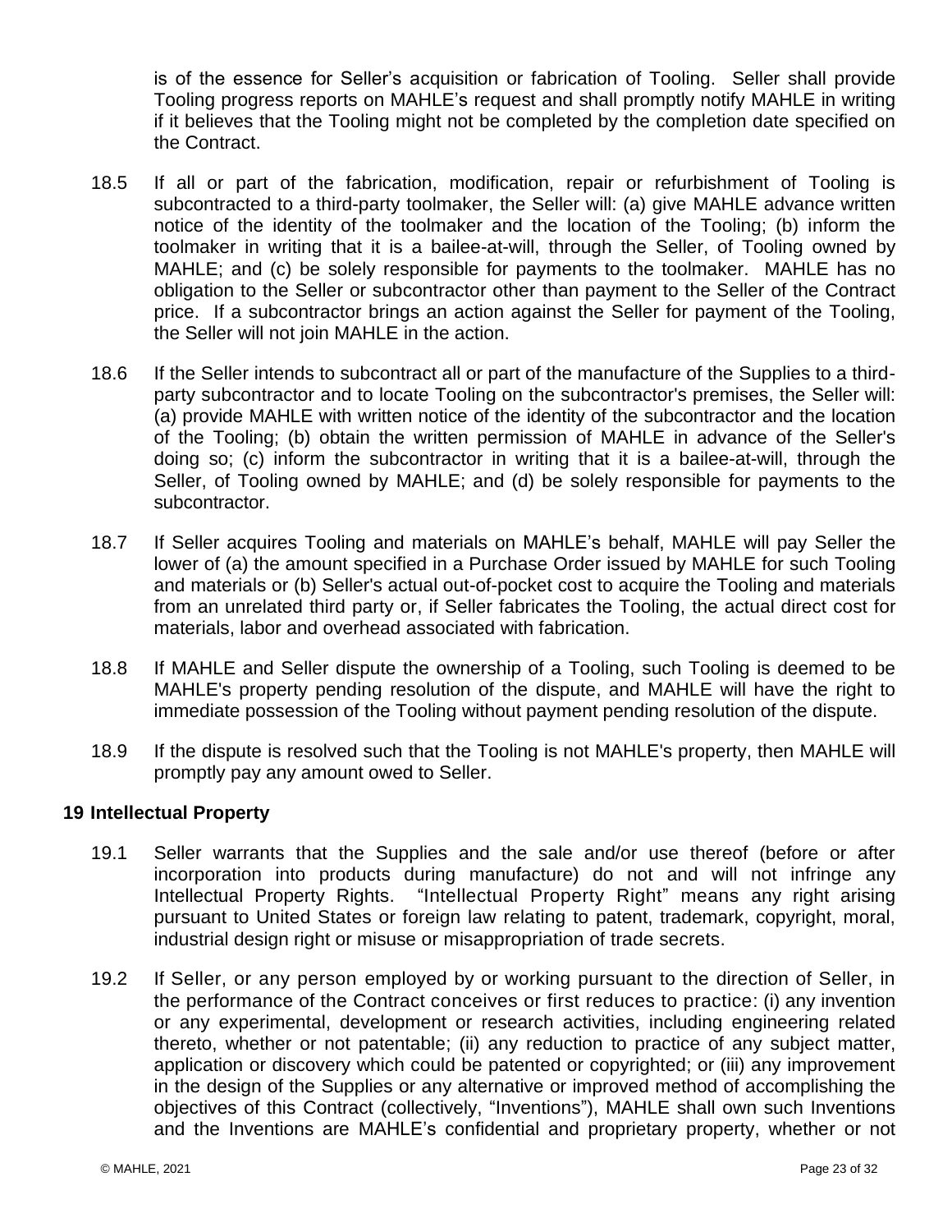is of the essence for Seller's acquisition or fabrication of Tooling. Seller shall provide Tooling progress reports on MAHLE's request and shall promptly notify MAHLE in writing if it believes that the Tooling might not be completed by the completion date specified on the Contract.

18.5 If all or part of the fabrication, modification, repair or refurbishment of Tooling is subcontracted to a third-party toolmaker, the Seller will: (a) give MAHLE advance written notice of the identity of the toolmaker and the location of the Tooling; (b) inform the toolmaker in writing that it is a bailee-at-will, through the Seller, of Tooling owned by MAHLE; and (c) be solely responsible for payments to the toolmaker. MAHLE has no obligation to the Seller or subcontractor other than payment to the Seller of the Contract price. If a subcontractor brings an action against the Seller for payment of the Tooling, the Seller will not join MAHLE in the action.

18.6 If the Seller intends to subcontract all or part of the manufacture of the Supplies to a third-party subcontractor and to locate Tooling on the subcontractor's premises, the Seller will: (a) provide MAHLE with written notice of the identity of the subcontractor and the location of the Tooling; (b) obtain the written permission of MAHLE in advance of the Seller's doing so; (c) inform the subcontractor in writing that it is a bailee-at-will, through the Seller, of Tooling owned by MAHLE; and (d) be solely responsible for payments to the subcontractor.

18.7 If Seller acquires Tooling and materials on MAHLE's behalf, MAHLE will pay Seller the lower of (a) the amount specified in a Purchase Order issued by MAHLE for such Tooling and materials or (b) Seller's actual out-of-pocket cost to acquire the Tooling and materials from an unrelated third party or, if Seller fabricates the Tooling, the actual direct cost for materials, labor and overhead associated with fabrication.

18.8 If MAHLE and Seller dispute the ownership of a Tooling, such Tooling is deemed to be MAHLE's property pending resolution of the dispute, and MAHLE will have the right to immediate possession of the Tooling without payment pending resolution of the dispute.

18.9 If the dispute is resolved such that the Tooling is not MAHLE's property, then MAHLE will promptly pay any amount owed to Seller.

## 19 Intellectual Property

19.1 Seller warrants that the Supplies and the sale and/or use thereof (before or after incorporation into products during manufacture) do not and will not infringe any Intellectual Property Rights. "Intellectual Property Right" means any right arising pursuant to United States or foreign law relating to patent, trademark, copyright, moral, industrial design right or misuse or misappropriation of trade secrets.

19.2 If Seller, or any person employed by or working pursuant to the direction of Seller, in the performance of the Contract conceives or first reduces to practice: (i) any invention or any experimental, development or research activities, including engineering related thereto, whether or not patentable; (ii) any reduction to practice of any subject matter, application or discovery which could be patented or copyrighted; or (iii) any improvement in the design of the Supplies or any alternative or improved method of accomplishing the objectives of this Contract (collectively, "Inventions"), MAHLE shall own such Inventions and the Inventions are MAHLE's confidential and proprietary property, whether or not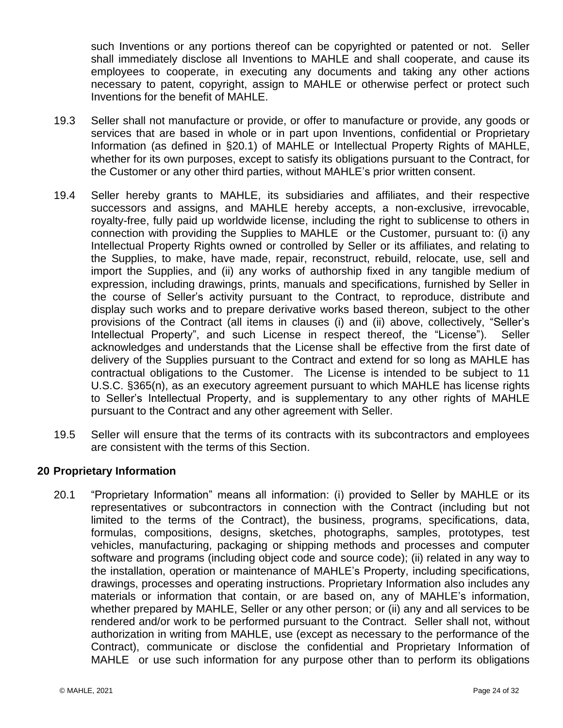such Inventions or any portions thereof can be copyrighted or patented or not. Seller shall immediately disclose all Inventions to MAHLE and shall cooperate, and cause its employees to cooperate, in executing any documents and taking any other actions necessary to patent, copyright, assign to MAHLE or otherwise perfect or protect such Inventions for the benefit of MAHLE.

19.3 Seller shall not manufacture or provide, or offer to manufacture or provide, any goods or services that are based in whole or in part upon Inventions, confidential or Proprietary Information (as defined in §20.1) of MAHLE or Intellectual Property Rights of MAHLE, whether for its own purposes, except to satisfy its obligations pursuant to the Contract, for the Customer or any other third parties, without MAHLE's prior written consent.

19.4 Seller hereby grants to MAHLE, its subsidiaries and affiliates, and their respective successors and assigns, and MAHLE hereby accepts, a non-exclusive, irrevocable, royalty-free, fully paid up worldwide license, including the right to sublicense to others in connection with providing the Supplies to MAHLE or the Customer, pursuant to: (i) any Intellectual Property Rights owned or controlled by Seller or its affiliates, and relating to the Supplies, to make, have made, repair, reconstruct, rebuild, relocate, use, sell and import the Supplies, and (ii) any works of authorship fixed in any tangible medium of expression, including drawings, prints, manuals and specifications, furnished by Seller in the course of Seller's activity pursuant to the Contract, to reproduce, distribute and display such works and to prepare derivative works based thereon, subject to the other provisions of the Contract (all items in clauses (i) and (ii) above, collectively, "Seller's Intellectual Property", and such License in respect thereof, the "License"). Seller acknowledges and understands that the License shall be effective from the first date of delivery of the Supplies pursuant to the Contract and extend for so long as MAHLE has contractual obligations to the Customer. The License is intended to be subject to 11 U.S.C. §365(n), as an executory agreement pursuant to which MAHLE has license rights to Seller's Intellectual Property, and is supplementary to any other rights of MAHLE pursuant to the Contract and any other agreement with Seller.

19.5 Seller will ensure that the terms of its contracts with its subcontractors and employees are consistent with the terms of this Section.

## 20 Proprietary Information

20.1 "Proprietary Information" means all information: (i) provided to Seller by MAHLE or its representatives or subcontractors in connection with the Contract (including but not limited to the terms of the Contract), the business, programs, specifications, data, formulas, compositions, designs, sketches, photographs, samples, prototypes, test vehicles, manufacturing, packaging or shipping methods and processes and computer software and programs (including object code and source code); (ii) related in any way to the installation, operation or maintenance of MAHLE's Property, including specifications, drawings, processes and operating instructions. Proprietary Information also includes any materials or information that contain, or are based on, any of MAHLE's information, whether prepared by MAHLE, Seller or any other person; or (ii) any and all services to be rendered and/or work to be performed pursuant to the Contract. Seller shall not, without authorization in writing from MAHLE, use (except as necessary to the performance of the Contract), communicate or disclose the confidential and Proprietary Information of MAHLE or use such information for any purpose other than to perform its obligations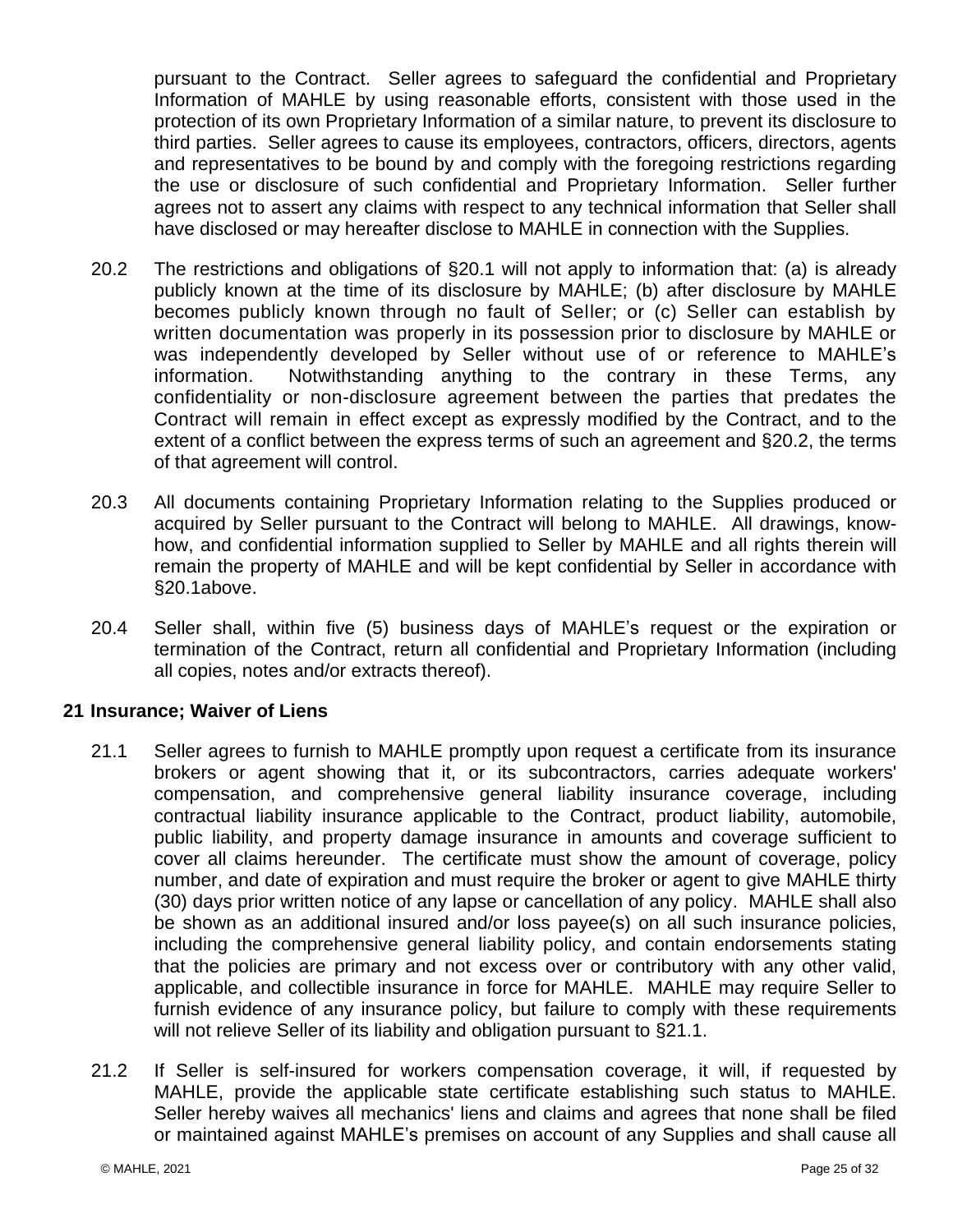pursuant to the Contract. Seller agrees to safeguard the confidential and Proprietary Information of MAHLE by using reasonable efforts, consistent with those used in the protection of its own Proprietary Information of a similar nature, to prevent its disclosure to third parties. Seller agrees to cause its employees, contractors, officers, directors, agents and representatives to be bound by and comply with the foregoing restrictions regarding the use or disclosure of such confidential and Proprietary Information. Seller further agrees not to assert any claims with respect to any technical information that Seller shall have disclosed or may hereafter disclose to MAHLE in connection with the Supplies.

20.2 The restrictions and obligations of §20.1 will not apply to information that: (a) is already publicly known at the time of its disclosure by MAHLE; (b) after disclosure by MAHLE becomes publicly known through no fault of Seller; or (c) Seller can establish by written documentation was properly in its possession prior to disclosure by MAHLE or was independently developed by Seller without use of or reference to MAHLE's information. Notwithstanding anything to the contrary in these Terms, any confidentiality or non-disclosure agreement between the parties that predates the Contract will remain in effect except as expressly modified by the Contract, and to the extent of a conflict between the express terms of such an agreement and §20.2, the terms of that agreement will control.

20.3 All documents containing Proprietary Information relating to the Supplies produced or acquired by Seller pursuant to the Contract will belong to MAHLE. All drawings, know-how, and confidential information supplied to Seller by MAHLE and all rights therein will remain the property of MAHLE and will be kept confidential by Seller in accordance with §20.1above.

20.4 Seller shall, within five (5) business days of MAHLE's request or the expiration or termination of the Contract, return all confidential and Proprietary Information (including all copies, notes and/or extracts thereof).

## 21 Insurance; Waiver of Liens

21.1 Seller agrees to furnish to MAHLE promptly upon request a certificate from its insurance brokers or agent showing that it, or its subcontractors, carries adequate workers' compensation, and comprehensive general liability insurance coverage, including contractual liability insurance applicable to the Contract, product liability, automobile, public liability, and property damage insurance in amounts and coverage sufficient to cover all claims hereunder. The certificate must show the amount of coverage, policy number, and date of expiration and must require the broker or agent to give MAHLE thirty (30) days prior written notice of any lapse or cancellation of any policy. MAHLE shall also be shown as an additional insured and/or loss payee(s) on all such insurance policies, including the comprehensive general liability policy, and contain endorsements stating that the policies are primary and not excess over or contributory with any other valid, applicable, and collectible insurance in force for MAHLE. MAHLE may require Seller to furnish evidence of any insurance policy, but failure to comply with these requirements will not relieve Seller of its liability and obligation pursuant to §21.1.

21.2 If Seller is self-insured for workers compensation coverage, it will, if requested by MAHLE, provide the applicable state certificate establishing such status to MAHLE. Seller hereby waives all mechanics' liens and claims and agrees that none shall be filed or maintained against MAHLE's premises on account of any Supplies and shall cause all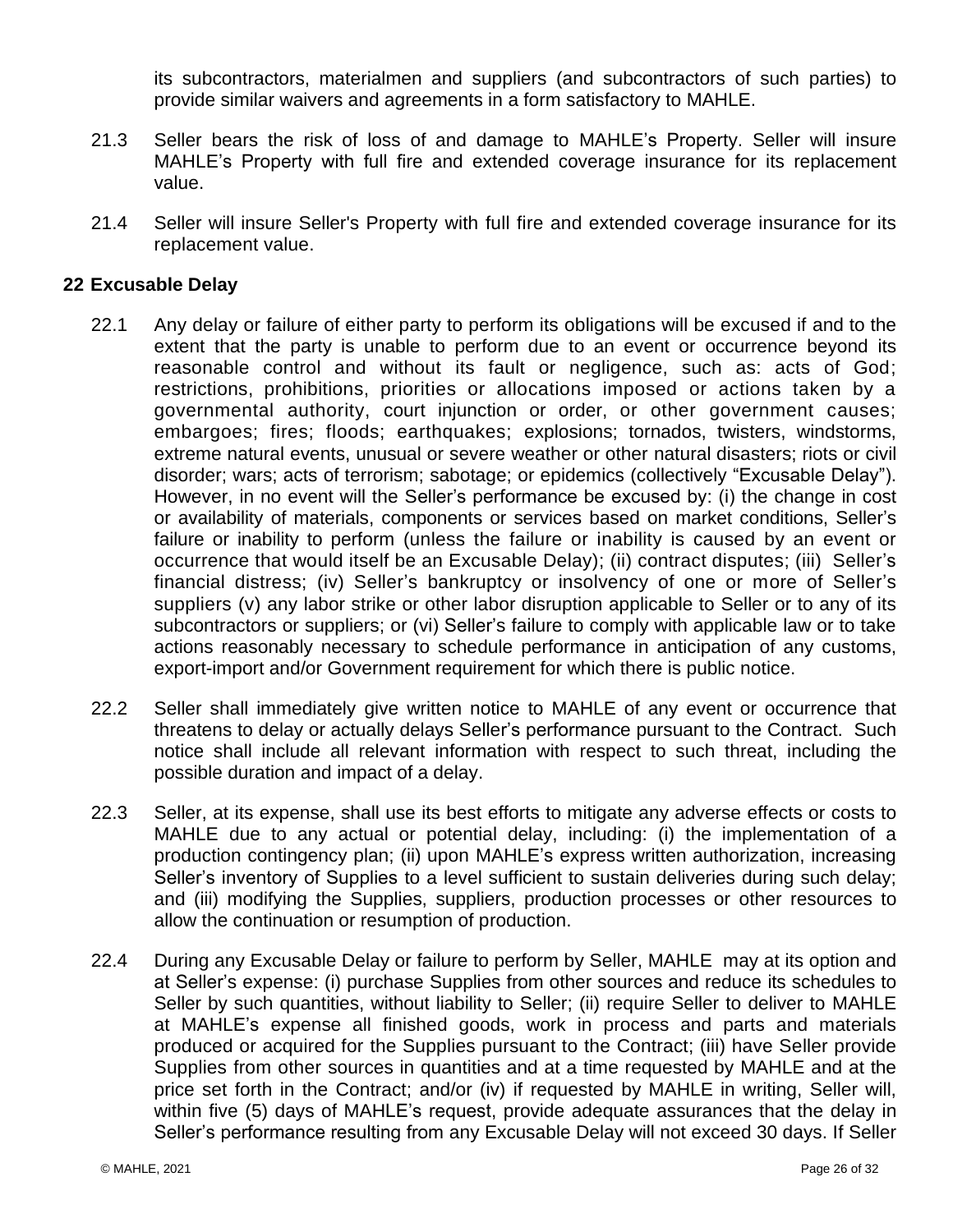its subcontractors, materialmen and suppliers (and subcontractors of such parties) to provide similar waivers and agreements in a form satisfactory to MAHLE.

21.3 Seller bears the risk of loss of and damage to MAHLE's Property. Seller will insure MAHLE's Property with full fire and extended coverage insurance for its replacement value.

21.4 Seller will insure Seller's Property with full fire and extended coverage insurance for its replacement value.

## 22 Excusable Delay

22.1 Any delay or failure of either party to perform its obligations will be excused if and to the extent that the party is unable to perform due to an event or occurrence beyond its reasonable control and without its fault or negligence, such as: acts of God; restrictions, prohibitions, priorities or allocations imposed or actions taken by a governmental authority, court injunction or order, or other government causes; embargoes; fires; floods; earthquakes; explosions; tornados, twisters, windstorms, extreme natural events, unusual or severe weather or other natural disasters; riots or civil disorder; wars; acts of terrorism; sabotage; or epidemics (collectively "Excusable Delay"). However, in no event will the Seller's performance be excused by: (i) the change in cost or availability of materials, components or services based on market conditions, Seller's failure or inability to perform (unless the failure or inability is caused by an event or occurrence that would itself be an Excusable Delay); (ii) contract disputes; (iii) Seller's financial distress; (iv) Seller's bankruptcy or insolvency of one or more of Seller's suppliers (v) any labor strike or other labor disruption applicable to Seller or to any of its subcontractors or suppliers; or (vi) Seller's failure to comply with applicable law or to take actions reasonably necessary to schedule performance in anticipation of any customs, export-import and/or Government requirement for which there is public notice.

22.2 Seller shall immediately give written notice to MAHLE of any event or occurrence that threatens to delay or actually delays Seller's performance pursuant to the Contract. Such notice shall include all relevant information with respect to such threat, including the possible duration and impact of a delay.

22.3 Seller, at its expense, shall use its best efforts to mitigate any adverse effects or costs to MAHLE due to any actual or potential delay, including: (i) the implementation of a production contingency plan; (ii) upon MAHLE's express written authorization, increasing Seller's inventory of Supplies to a level sufficient to sustain deliveries during such delay; and (iii) modifying the Supplies, suppliers, production processes or other resources to allow the continuation or resumption of production.

22.4 During any Excusable Delay or failure to perform by Seller, MAHLE may at its option and at Seller's expense: (i) purchase Supplies from other sources and reduce its schedules to Seller by such quantities, without liability to Seller; (ii) require Seller to deliver to MAHLE at MAHLE's expense all finished goods, work in process and parts and materials produced or acquired for the Supplies pursuant to the Contract; (iii) have Seller provide Supplies from other sources in quantities and at a time requested by MAHLE and at the price set forth in the Contract; and/or (iv) if requested by MAHLE in writing, Seller will, within five (5) days of MAHLE's request, provide adequate assurances that the delay in Seller's performance resulting from any Excusable Delay will not exceed 30 days. If Seller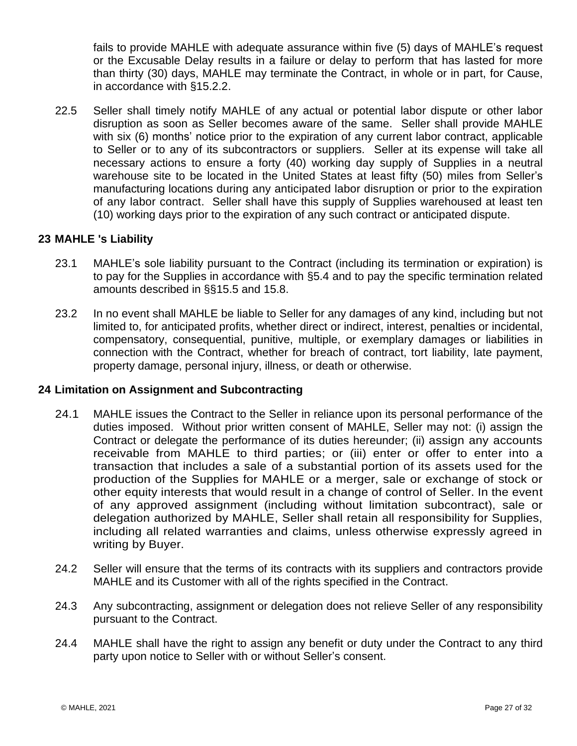fails to provide MAHLE with adequate assurance within five (5) days of MAHLE's request or the Excusable Delay results in a failure or delay to perform that has lasted for more than thirty (30) days, MAHLE may terminate the Contract, in whole or in part, for Cause, in accordance with §15.2.2.

22.5 Seller shall timely notify MAHLE of any actual or potential labor dispute or other labor disruption as soon as Seller becomes aware of the same. Seller shall provide MAHLE with six (6) months' notice prior to the expiration of any current labor contract, applicable to Seller or to any of its subcontractors or suppliers. Seller at its expense will take all necessary actions to ensure a forty (40) working day supply of Supplies in a neutral warehouse site to be located in the United States at least fifty (50) miles from Seller's manufacturing locations during any anticipated labor disruption or prior to the expiration of any labor contract. Seller shall have this supply of Supplies warehoused at least ten (10) working days prior to the expiration of any such contract or anticipated dispute.

## 23 MAHLE 's Liability

23.1 MAHLE's sole liability pursuant to the Contract (including its termination or expiration) is to pay for the Supplies in accordance with §5.4 and to pay the specific termination related amounts described in §§15.5 and 15.8.

23.2 In no event shall MAHLE be liable to Seller for any damages of any kind, including but not limited to, for anticipated profits, whether direct or indirect, interest, penalties or incidental, compensatory, consequential, punitive, multiple, or exemplary damages or liabilities in connection with the Contract, whether for breach of contract, tort liability, late payment, property damage, personal injury, illness, or death or otherwise.

## 24 Limitation on Assignment and Subcontracting

24.1 MAHLE issues the Contract to the Seller in reliance upon its personal performance of the duties imposed. Without prior written consent of MAHLE, Seller may not: (i) assign the Contract or delegate the performance of its duties hereunder; (ii) assign any accounts receivable from MAHLE to third parties; or (iii) enter or offer to enter into a transaction that includes a sale of a substantial portion of its assets used for the production of the Supplies for MAHLE or a merger, sale or exchange of stock or other equity interests that would result in a change of control of Seller. In the event of any approved assignment (including without limitation subcontract), sale or delegation authorized by MAHLE, Seller shall retain all responsibility for Supplies, including all related warranties and claims, unless otherwise expressly agreed in writing by Buyer.

24.2 Seller will ensure that the terms of its contracts with its suppliers and contractors provide MAHLE and its Customer with all of the rights specified in the Contract.

24.3 Any subcontracting, assignment or delegation does not relieve Seller of any responsibility pursuant to the Contract.

24.4 MAHLE shall have the right to assign any benefit or duty under the Contract to any third party upon notice to Seller with or without Seller's consent.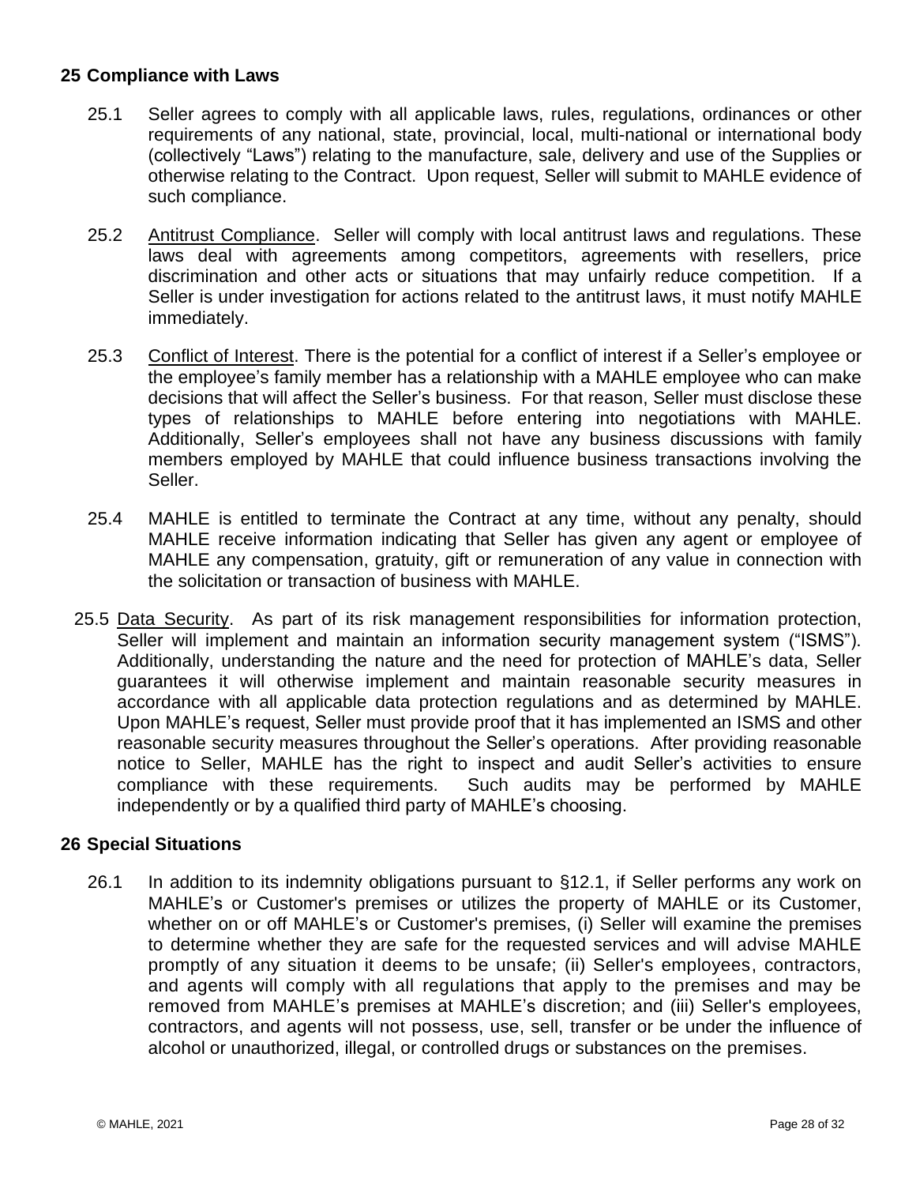## 25 Compliance with Laws

25.1 Seller agrees to comply with all applicable laws, rules, regulations, ordinances or other requirements of any national, state, provincial, local, multi-national or international body (collectively "Laws") relating to the manufacture, sale, delivery and use of the Supplies or otherwise relating to the Contract. Upon request, Seller will submit to MAHLE evidence of such compliance.

25.2 Antitrust Compliance. Seller will comply with local antitrust laws and regulations. These laws deal with agreements among competitors, agreements with resellers, price discrimination and other acts or situations that may unfairly reduce competition. If a Seller is under investigation for actions related to the antitrust laws, it must notify MAHLE immediately.

25.3 Conflict of Interest. There is the potential for a conflict of interest if a Seller's employee or the employee's family member has a relationship with a MAHLE employee who can make decisions that will affect the Seller's business. For that reason, Seller must disclose these types of relationships to MAHLE before entering into negotiations with MAHLE. Additionally, Seller's employees shall not have any business discussions with family members employed by MAHLE that could influence business transactions involving the Seller.

25.4 MAHLE is entitled to terminate the Contract at any time, without any penalty, should MAHLE receive information indicating that Seller has given any agent or employee of MAHLE any compensation, gratuity, gift or remuneration of any value in connection with the solicitation or transaction of business with MAHLE.

25.5 Data Security. As part of its risk management responsibilities for information protection, Seller will implement and maintain an information security management system ("ISMS"). Additionally, understanding the nature and the need for protection of MAHLE's data, Seller guarantees it will otherwise implement and maintain reasonable security measures in accordance with all applicable data protection regulations and as determined by MAHLE. Upon MAHLE's request, Seller must provide proof that it has implemented an ISMS and other reasonable security measures throughout the Seller's operations. After providing reasonable notice to Seller, MAHLE has the right to inspect and audit Seller's activities to ensure compliance with these requirements. Such audits may be performed by MAHLE independently or by a qualified third party of MAHLE's choosing.

## 26 Special Situations

26.1 In addition to its indemnity obligations pursuant to §12.1, if Seller performs any work on MAHLE's or Customer's premises or utilizes the property of MAHLE or its Customer, whether on or off MAHLE's or Customer's premises, (i) Seller will examine the premises to determine whether they are safe for the requested services and will advise MAHLE promptly of any situation it deems to be unsafe; (ii) Seller's employees, contractors, and agents will comply with all regulations that apply to the premises and may be removed from MAHLE's premises at MAHLE's discretion; and (iii) Seller's employees, contractors, and agents will not possess, use, sell, transfer or be under the influence of alcohol or unauthorized, illegal, or controlled drugs or substances on the premises.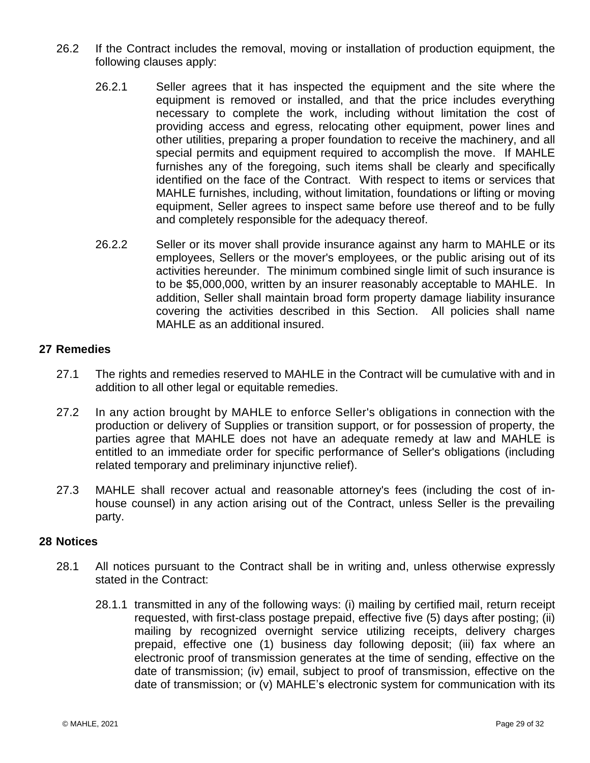26.2 If the Contract includes the removal, moving or installation of production equipment, the following clauses apply:

26.2.1 Seller agrees that it has inspected the equipment and the site where the equipment is removed or installed, and that the price includes everything necessary to complete the work, including without limitation the cost of providing access and egress, relocating other equipment, power lines and other utilities, preparing a proper foundation to receive the machinery, and all special permits and equipment required to accomplish the move. If MAHLE furnishes any of the foregoing, such items shall be clearly and specifically identified on the face of the Contract. With respect to items or services that MAHLE furnishes, including, without limitation, foundations or lifting or moving equipment, Seller agrees to inspect same before use thereof and to be fully and completely responsible for the adequacy thereof.

26.2.2 Seller or its mover shall provide insurance against any harm to MAHLE or its employees, Sellers or the mover's employees, or the public arising out of its activities hereunder. The minimum combined single limit of such insurance is to be $5,000,000, written by an insurer reasonably acceptable to MAHLE. In addition, Seller shall maintain broad form property damage liability insurance covering the activities described in this Section. All policies shall name MAHLE as an additional insured.

## 27 Remedies

27.1 The rights and remedies reserved to MAHLE in the Contract will be cumulative with and in addition to all other legal or equitable remedies.

27.2 In any action brought by MAHLE to enforce Seller's obligations in connection with the production or delivery of Supplies or transition support, or for possession of property, the parties agree that MAHLE does not have an adequate remedy at law and MAHLE is entitled to an immediate order for specific performance of Seller's obligations (including related temporary and preliminary injunctive relief).

27.3 MAHLE shall recover actual and reasonable attorney's fees (including the cost of in-house counsel) in any action arising out of the Contract, unless Seller is the prevailing party.

## 28 Notices

28.1 All notices pursuant to the Contract shall be in writing and, unless otherwise expressly stated in the Contract:

28.1.1 transmitted in any of the following ways: (i) mailing by certified mail, return receipt requested, with first-class postage prepaid, effective five (5) days after posting; (ii) mailing by recognized overnight service utilizing receipts, delivery charges prepaid, effective one (1) business day following deposit; (iii) fax where an electronic proof of transmission generates at the time of sending, effective on the date of transmission; (iv) email, subject to proof of transmission, effective on the date of transmission; or (v) MAHLE's electronic system for communication with its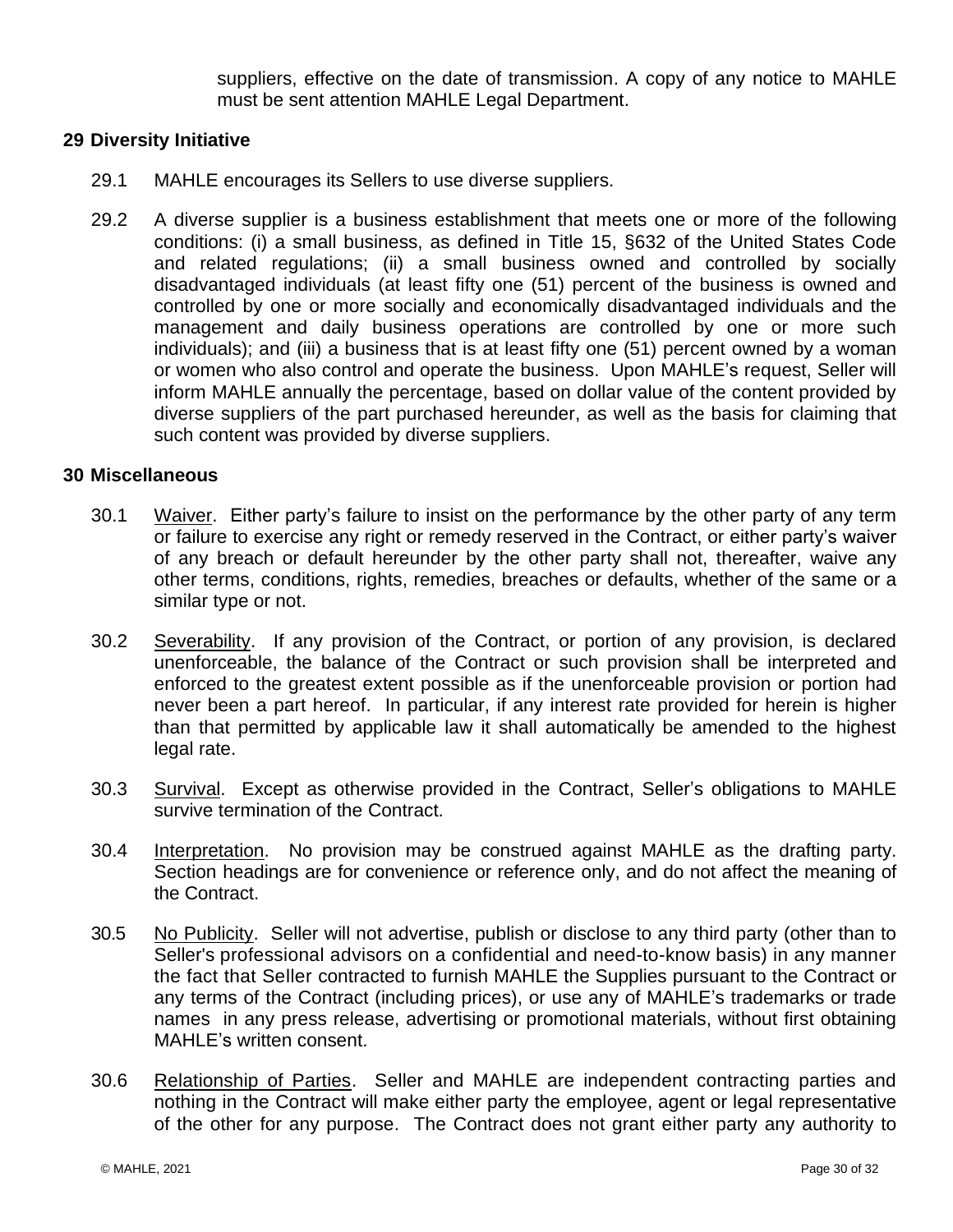suppliers, effective on the date of transmission. A copy of any notice to MAHLE must be sent attention MAHLE Legal Department.

## 29 Diversity Initiative

29.1 MAHLE encourages its Sellers to use diverse suppliers.

29.2 A diverse supplier is a business establishment that meets one or more of the following conditions: (i) a small business, as defined in Title 15, §632 of the United States Code and related regulations; (ii) a small business owned and controlled by socially disadvantaged individuals (at least fifty one (51) percent of the business is owned and controlled by one or more socially and economically disadvantaged individuals and the management and daily business operations are controlled by one or more such individuals); and (iii) a business that is at least fifty one (51) percent owned by a woman or women who also control and operate the business. Upon MAHLE's request, Seller will inform MAHLE annually the percentage, based on dollar value of the content provided by diverse suppliers of the part purchased hereunder, as well as the basis for claiming that such content was provided by diverse suppliers.

## 30 Miscellaneous

30.1 Waiver. Either party's failure to insist on the performance by the other party of any term or failure to exercise any right or remedy reserved in the Contract, or either party's waiver of any breach or default hereunder by the other party shall not, thereafter, waive any other terms, conditions, rights, remedies, breaches or defaults, whether of the same or a similar type or not.

30.2 Severability. If any provision of the Contract, or portion of any provision, is declared unenforceable, the balance of the Contract or such provision shall be interpreted and enforced to the greatest extent possible as if the unenforceable provision or portion had never been a part hereof. In particular, if any interest rate provided for herein is higher than that permitted by applicable law it shall automatically be amended to the highest legal rate.

30.3 Survival. Except as otherwise provided in the Contract, Seller's obligations to MAHLE survive termination of the Contract.

30.4 Interpretation. No provision may be construed against MAHLE as the drafting party. Section headings are for convenience or reference only, and do not affect the meaning of the Contract.

30.5 No Publicity. Seller will not advertise, publish or disclose to any third party (other than to Seller's professional advisors on a confidential and need-to-know basis) in any manner the fact that Seller contracted to furnish MAHLE the Supplies pursuant to the Contract or any terms of the Contract (including prices), or use any of MAHLE's trademarks or trade names in any press release, advertising or promotional materials, without first obtaining MAHLE's written consent.

30.6 Relationship of Parties. Seller and MAHLE are independent contracting parties and nothing in the Contract will make either party the employee, agent or legal representative of the other for any purpose. The Contract does not grant either party any authority to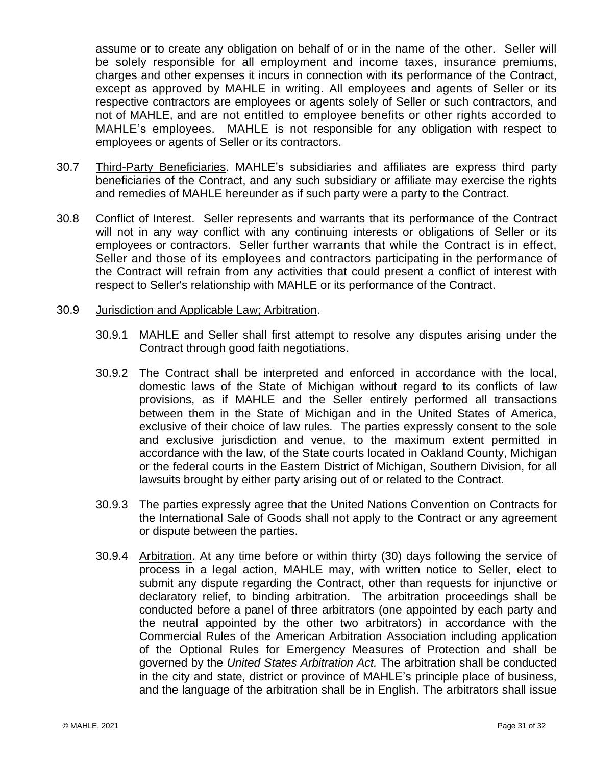assume or to create any obligation on behalf of or in the name of the other. Seller will be solely responsible for all employment and income taxes, insurance premiums, charges and other expenses it incurs in connection with its performance of the Contract, except as approved by MAHLE in writing. All employees and agents of Seller or its respective contractors are employees or agents solely of Seller or such contractors, and not of MAHLE, and are not entitled to employee benefits or other rights accorded to MAHLE's employees. MAHLE is not responsible for any obligation with respect to employees or agents of Seller or its contractors.

30.7 Third-Party Beneficiaries. MAHLE's subsidiaries and affiliates are express third party beneficiaries of the Contract, and any such subsidiary or affiliate may exercise the rights and remedies of MAHLE hereunder as if such party were a party to the Contract.

30.8 Conflict of Interest. Seller represents and warrants that its performance of the Contract will not in any way conflict with any continuing interests or obligations of Seller or its employees or contractors. Seller further warrants that while the Contract is in effect, Seller and those of its employees and contractors participating in the performance of the Contract will refrain from any activities that could present a conflict of interest with respect to Seller's relationship with MAHLE or its performance of the Contract.

30.9 Jurisdiction and Applicable Law; Arbitration.

30.9.1 MAHLE and Seller shall first attempt to resolve any disputes arising under the Contract through good faith negotiations.

30.9.2 The Contract shall be interpreted and enforced in accordance with the local, domestic laws of the State of Michigan without regard to its conflicts of law provisions, as if MAHLE and the Seller entirely performed all transactions between them in the State of Michigan and in the United States of America, exclusive of their choice of law rules. The parties expressly consent to the sole and exclusive jurisdiction and venue, to the maximum extent permitted in accordance with the law, of the State courts located in Oakland County, Michigan or the federal courts in the Eastern District of Michigan, Southern Division, for all lawsuits brought by either party arising out of or related to the Contract.

30.9.3 The parties expressly agree that the United Nations Convention on Contracts for the International Sale of Goods shall not apply to the Contract or any agreement or dispute between the parties.

30.9.4 Arbitration. At any time before or within thirty (30) days following the service of process in a legal action, MAHLE may, with written notice to Seller, elect to submit any dispute regarding the Contract, other than requests for injunctive or declaratory relief, to binding arbitration. The arbitration proceedings shall be conducted before a panel of three arbitrators (one appointed by each party and the neutral appointed by the other two arbitrators) in accordance with the Commercial Rules of the American Arbitration Association including application of the Optional Rules for Emergency Measures of Protection and shall be governed by the *United States Arbitration Act.* The arbitration shall be conducted in the city and state, district or province of MAHLE's principle place of business, and the language of the arbitration shall be in English. The arbitrators shall issue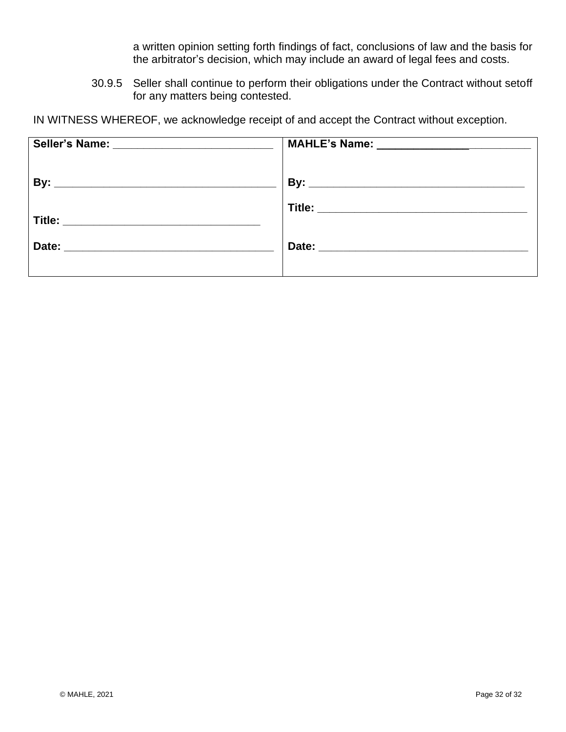a written opinion setting forth findings of fact, conclusions of law and the basis for the arbitrator's decision, which may include an award of legal fees and costs.

30.9.5 Seller shall continue to perform their obligations under the Contract without setoff for any matters being contested.

IN WITNESS WHEREOF, we acknowledge receipt of and accept the Contract without exception.

| | |
|---|---|
| **Seller's Name:** ___________________________ | **MAHLE's Name:** _________________________ |
| **By:** _____________________________________ | **By:** ____________________________________ |
| **Title:** _________________________________ | **Title:** __________________________________ |
| **Date:** ___________________________________ | **Date:** __________________________________ |